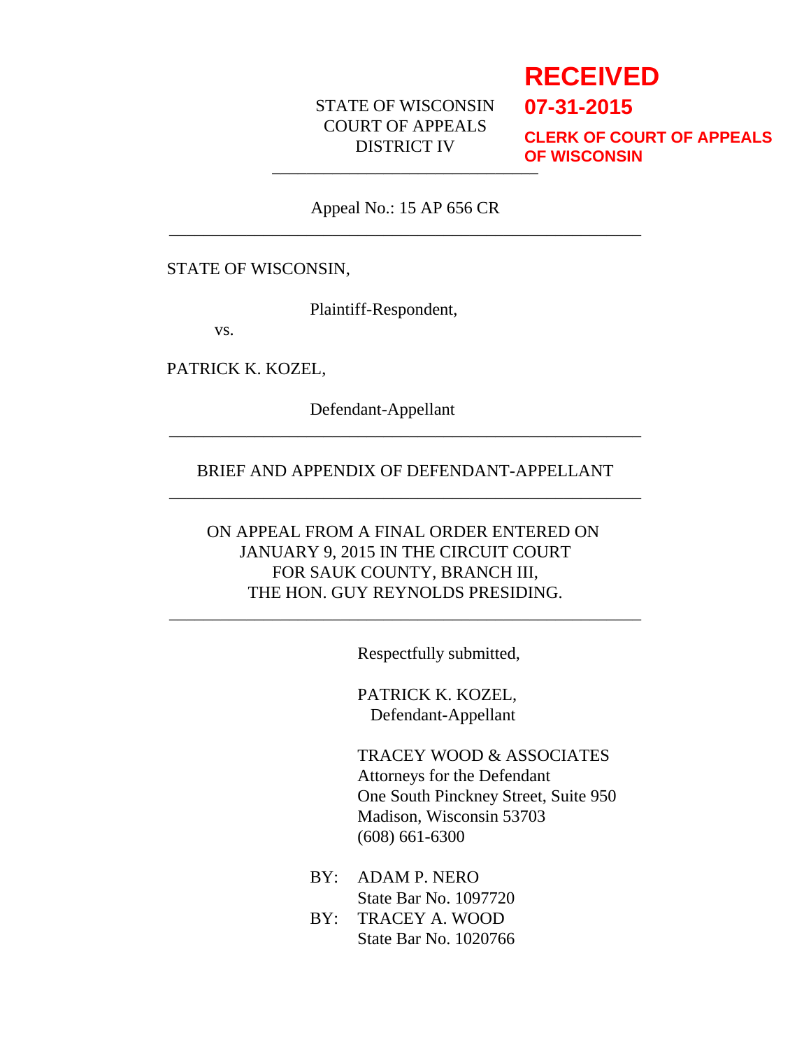**RECEIVED**
**07-31-2015**
**CLERK OF COURT OF APPEALS OF WISCONSIN**

STATE OF WISCONSIN
COURT OF APPEALS
DISTRICT IV

---

Appeal No.: 15 AP 656 CR

---

STATE OF WISCONSIN,

Plaintiff-Respondent,

vs.

PATRICK K. KOZEL,

Defendant-Appellant

---

BRIEF AND APPENDIX OF DEFENDANT-APPELLANT

---

ON APPEAL FROM A FINAL ORDER ENTERED ON JANUARY 9, 2015 IN THE CIRCUIT COURT FOR SAUK COUNTY, BRANCH III, THE HON. GUY REYNOLDS PRESIDING.

---

Respectfully submitted,

PATRICK K. KOZEL,
Defendant-Appellant

TRACEY WOOD & ASSOCIATES
Attorneys for the Defendant
One South Pinckney Street, Suite 950
Madison, Wisconsin 53703
(608) 661-6300

BY: ADAM P. NERO
State Bar No. 1097720

BY: TRACEY A. WOOD
State Bar No. 1020766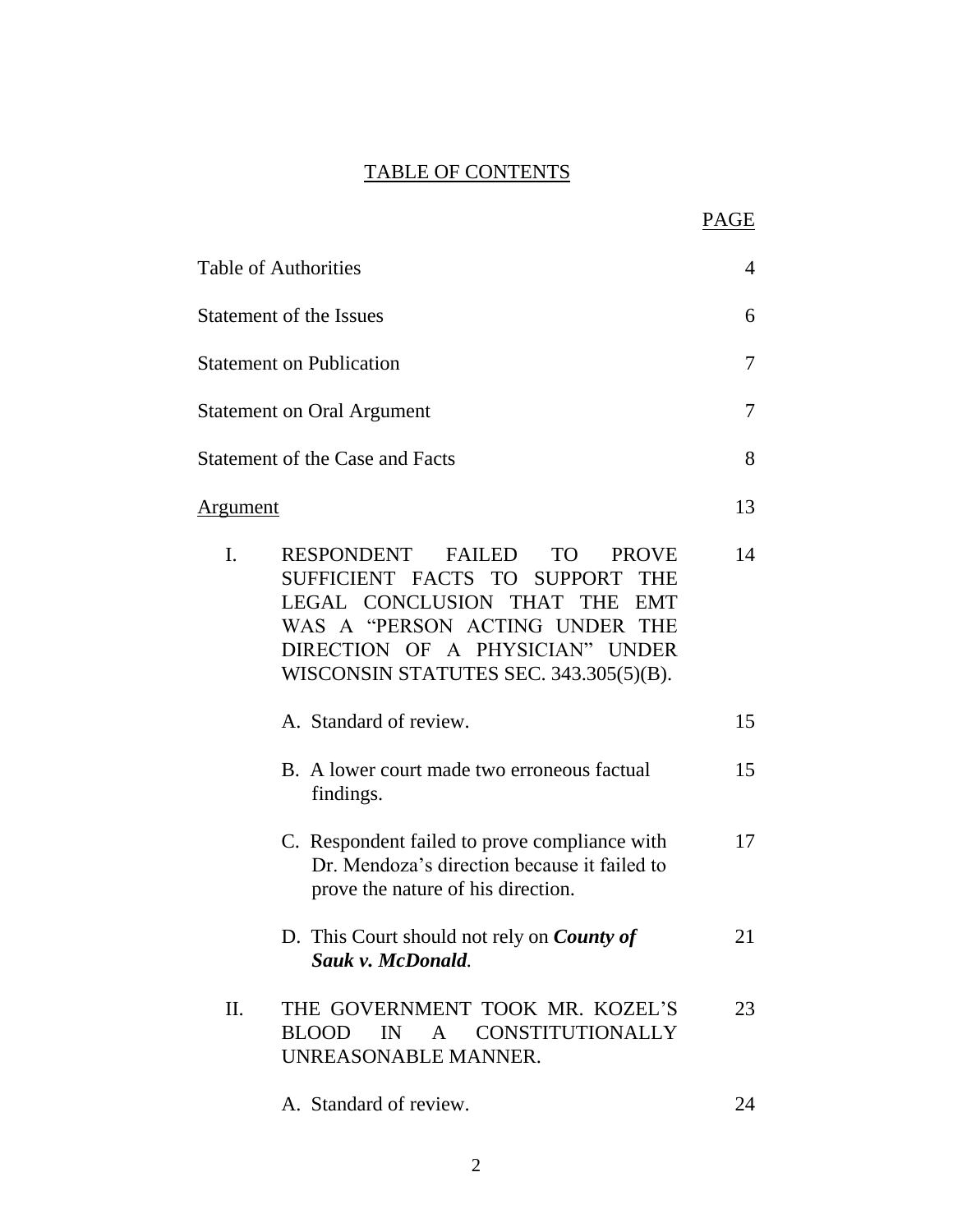# TABLE OF CONTENTS

| | PAGE |
|---|---|
| Table of Authorities | 4 |
| Statement of the Issues | 6 |
| Statement on Publication | 7 |
| Statement on Oral Argument | 7 |
| Statement of the Case and Facts | 8 |
| Argument | 13 |
| I. RESPONDENT FAILED TO PROVE SUFFICIENT FACTS TO SUPPORT THE LEGAL CONCLUSION THAT THE EMT WAS A "PERSON ACTING UNDER THE DIRECTION OF A PHYSICIAN" UNDER WISCONSIN STATUTES SEC. 343.305(5)(B). | 14 |
| A. Standard of review. | 15 |
| B. A lower court made two erroneous factual findings. | 15 |
| C. Respondent failed to prove compliance with Dr. Mendoza's direction because it failed to prove the nature of his direction. | 17 |
| D. This Court should not rely on ***County of Sauk v. McDonald***. | 21 |
| II. THE GOVERNMENT TOOK MR. KOZEL'S BLOOD IN A CONSTITUTIONALLY UNREASONABLE MANNER. | 23 |
| A. Standard of review. | 24 |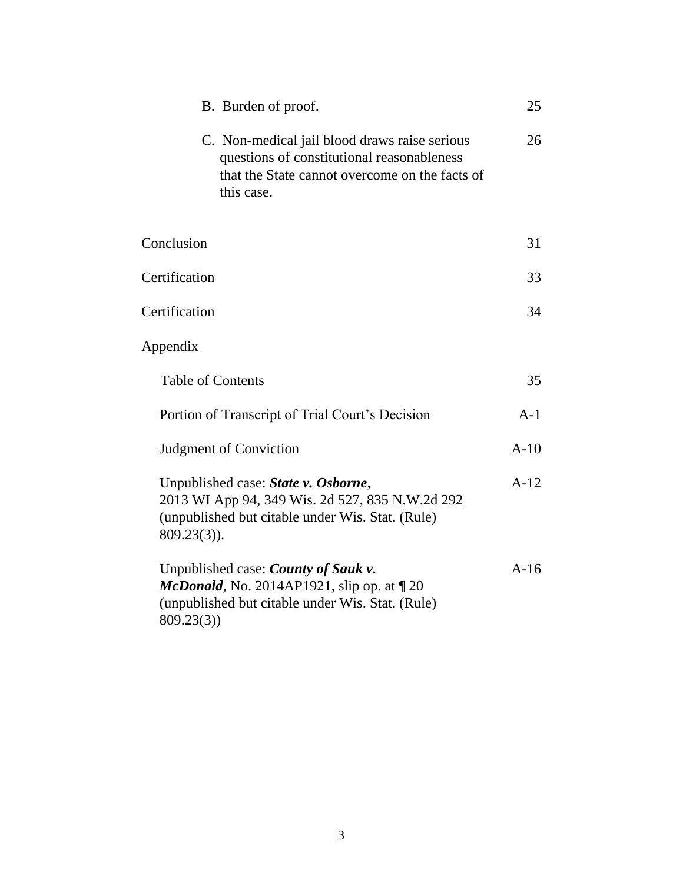B. Burden of proof. 25

C. Non-medical jail blood draws raise serious questions of constitutional reasonableness that the State cannot overcome on the facts of this case. 26

Conclusion 31

Certification 33

Certification 34

<u>Appendix</u>

Table of Contents 35

Portion of Transcript of Trial Court's Decision A-1

Judgment of Conviction A-10

Unpublished case: ***State v. Osborne***, 2013 WI App 94, 349 Wis. 2d 527, 835 N.W.2d 292 (unpublished but citable under Wis. Stat. (Rule) 809.23(3)). A-12

Unpublished case: ***County of Sauk v. McDonald***, No. 2014AP1921, slip op. at ¶ 20 (unpublished but citable under Wis. Stat. (Rule) 809.23(3)) A-16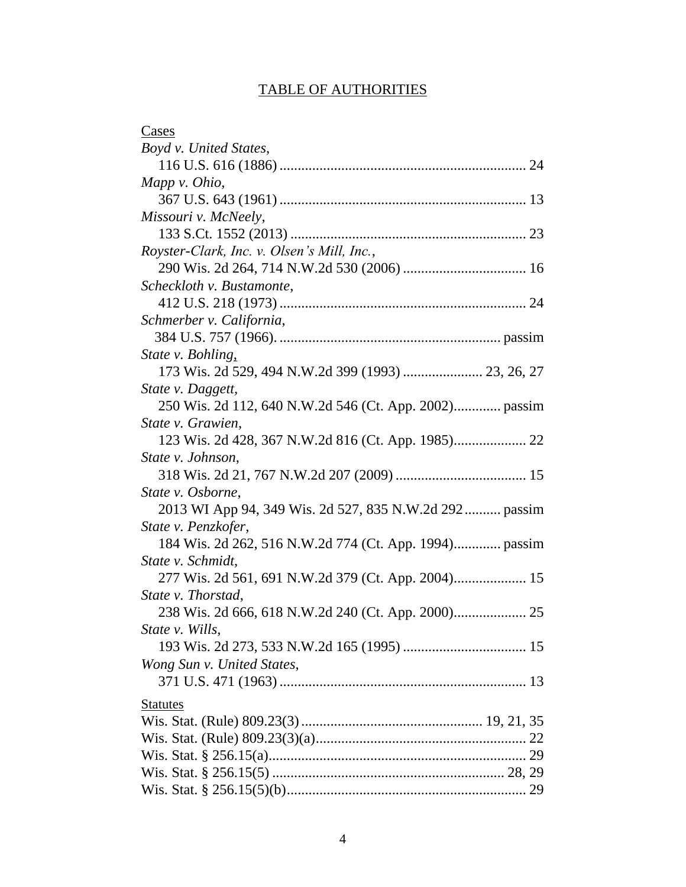# TABLE OF AUTHORITIES

Cases

*Boyd v. United States*,
116 U.S. 616 (1886) .................................................................... 24

*Mapp v. Ohio*,
367 U.S. 643 (1961) .................................................................... 13

*Missouri v. McNeely*,
133 S.Ct. 1552 (2013) ................................................................. 23

*Royster-Clark, Inc. v. Olsen's Mill, Inc.*,
290 Wis. 2d 264, 714 N.W.2d 530 (2006) .................................. 16

*Scheckloth v. Bustamonte*,
412 U.S. 218 (1973) .................................................................... 24

*Schmerber v. California*,
384 U.S. 757 (1966). ............................................................. passim

*State v. Bohling*,
173 Wis. 2d 529, 494 N.W.2d 399 (1993) ...................... 23, 26, 27

*State v. Daggett*,
250 Wis. 2d 112, 640 N.W.2d 546 (Ct. App. 2002)............. passim

*State v. Grawien*,
123 Wis. 2d 428, 367 N.W.2d 816 (Ct. App. 1985).................... 22

*State v. Johnson*,
318 Wis. 2d 21, 767 N.W.2d 207 (2009) .................................... 15

*State v. Osborne*,
2013 WI App 94, 349 Wis. 2d 527, 835 N.W.2d 292 .......... passim

*State v. Penzkofer*,
184 Wis. 2d 262, 516 N.W.2d 774 (Ct. App. 1994)............. passim

*State v. Schmidt*,
277 Wis. 2d 561, 691 N.W.2d 379 (Ct. App. 2004).................... 15

*State v. Thorstad*,
238 Wis. 2d 666, 618 N.W.2d 240 (Ct. App. 2000).................... 25

*State v. Wills*,
193 Wis. 2d 273, 533 N.W.2d 165 (1995) .................................. 15

*Wong Sun v. United States*,
371 U.S. 471 (1963) .................................................................... 13

Statutes

Wis. Stat. (Rule) 809.23(3) ................................................. 19, 21, 35

Wis. Stat. (Rule) 809.23(3)(a)......................................................... 22

Wis. Stat. § 256.15(a)...................................................................... 29

Wis. Stat. § 256.15(5) ............................................................... 28, 29

Wis. Stat. § 256.15(5)(b)................................................................. 29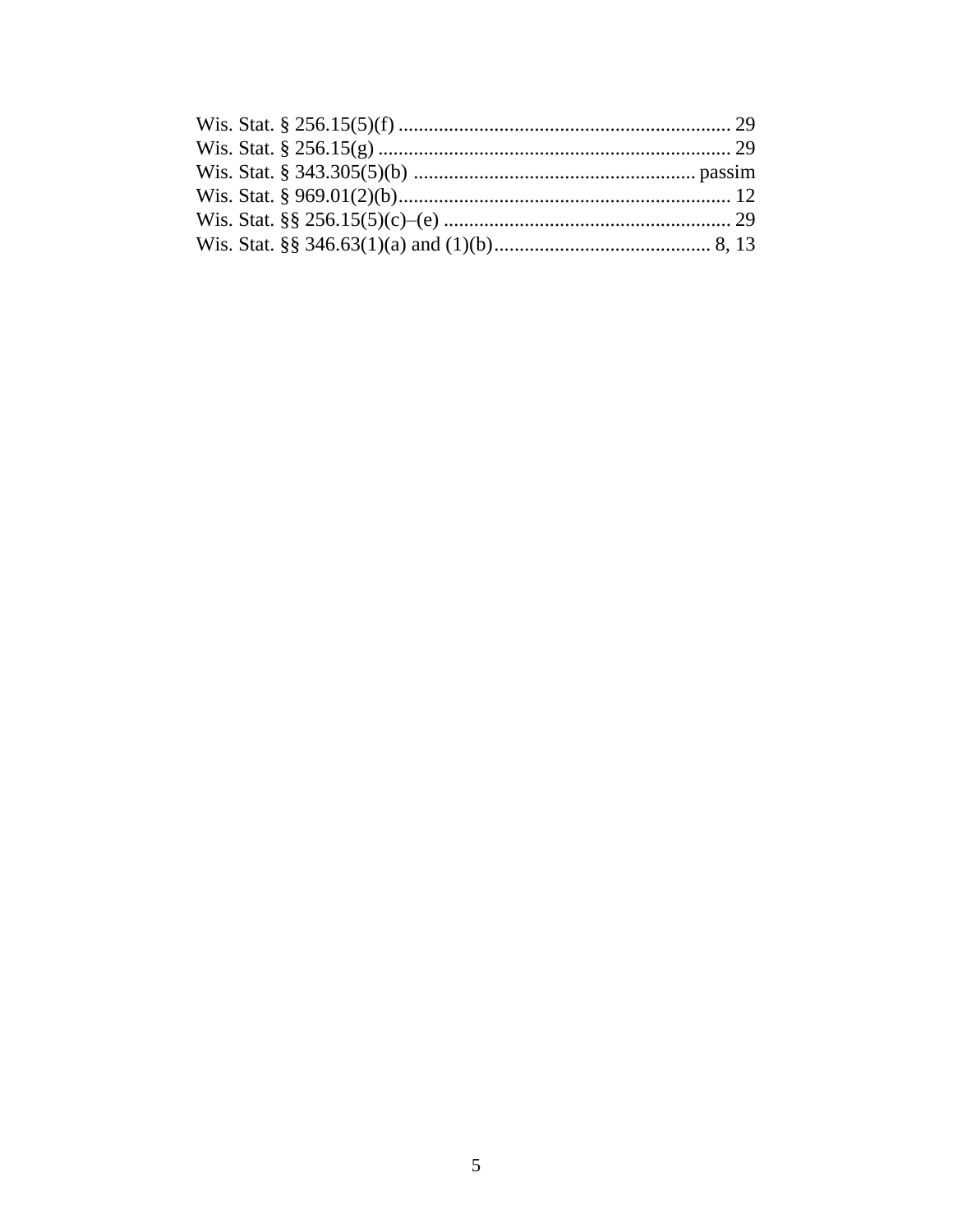Wis. Stat. § 256.15(5)(f) .................................................................. 29
Wis. Stat. § 256.15(g) ...................................................................... 29
Wis. Stat. § 343.305(5)(b) ........................................................ passim
Wis. Stat. § 969.01(2)(b).................................................................. 12
Wis. Stat. §§ 256.15(5)(c)–(e) .......................................................... 29
Wis. Stat. §§ 346.63(1)(a) and (1)(b)........................................... 8, 13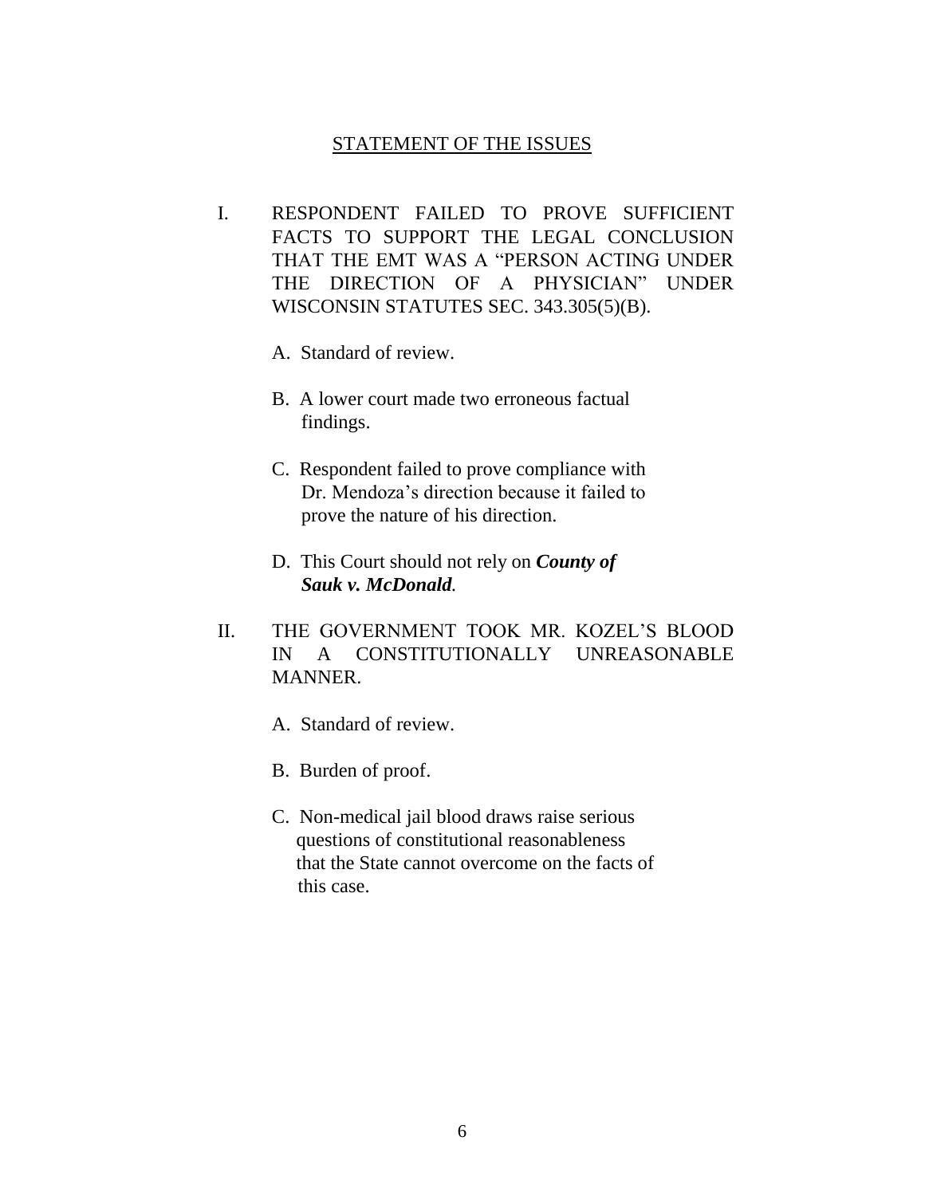## STATEMENT OF THE ISSUES

I. RESPONDENT FAILED TO PROVE SUFFICIENT FACTS TO SUPPORT THE LEGAL CONCLUSION THAT THE EMT WAS A "PERSON ACTING UNDER THE DIRECTION OF A PHYSICIAN" UNDER WISCONSIN STATUTES SEC. 343.305(5)(B).

   A. Standard of review.

   B. A lower court made two erroneous factual findings.

   C. Respondent failed to prove compliance with Dr. Mendoza's direction because it failed to prove the nature of his direction.

   D. This Court should not rely on ***County of Sauk v. McDonald***.

II. THE GOVERNMENT TOOK MR. KOZEL'S BLOOD IN A CONSTITUTIONALLY UNREASONABLE MANNER.

   A. Standard of review.

   B. Burden of proof.

   C. Non-medical jail blood draws raise serious questions of constitutional reasonableness that the State cannot overcome on the facts of this case.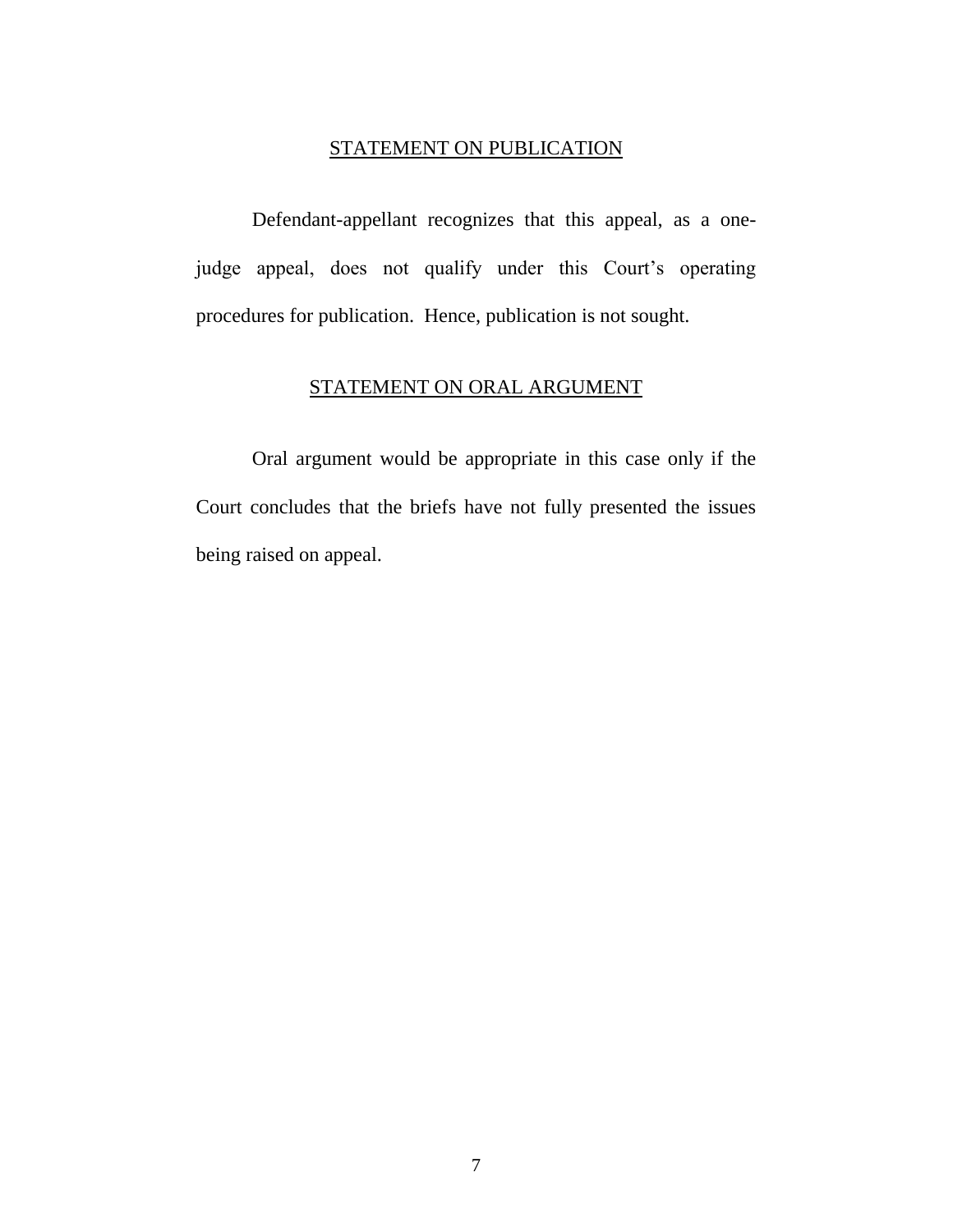## STATEMENT ON PUBLICATION

Defendant-appellant recognizes that this appeal, as a one-judge appeal, does not qualify under this Court's operating procedures for publication. Hence, publication is not sought.

## STATEMENT ON ORAL ARGUMENT

Oral argument would be appropriate in this case only if the Court concludes that the briefs have not fully presented the issues being raised on appeal.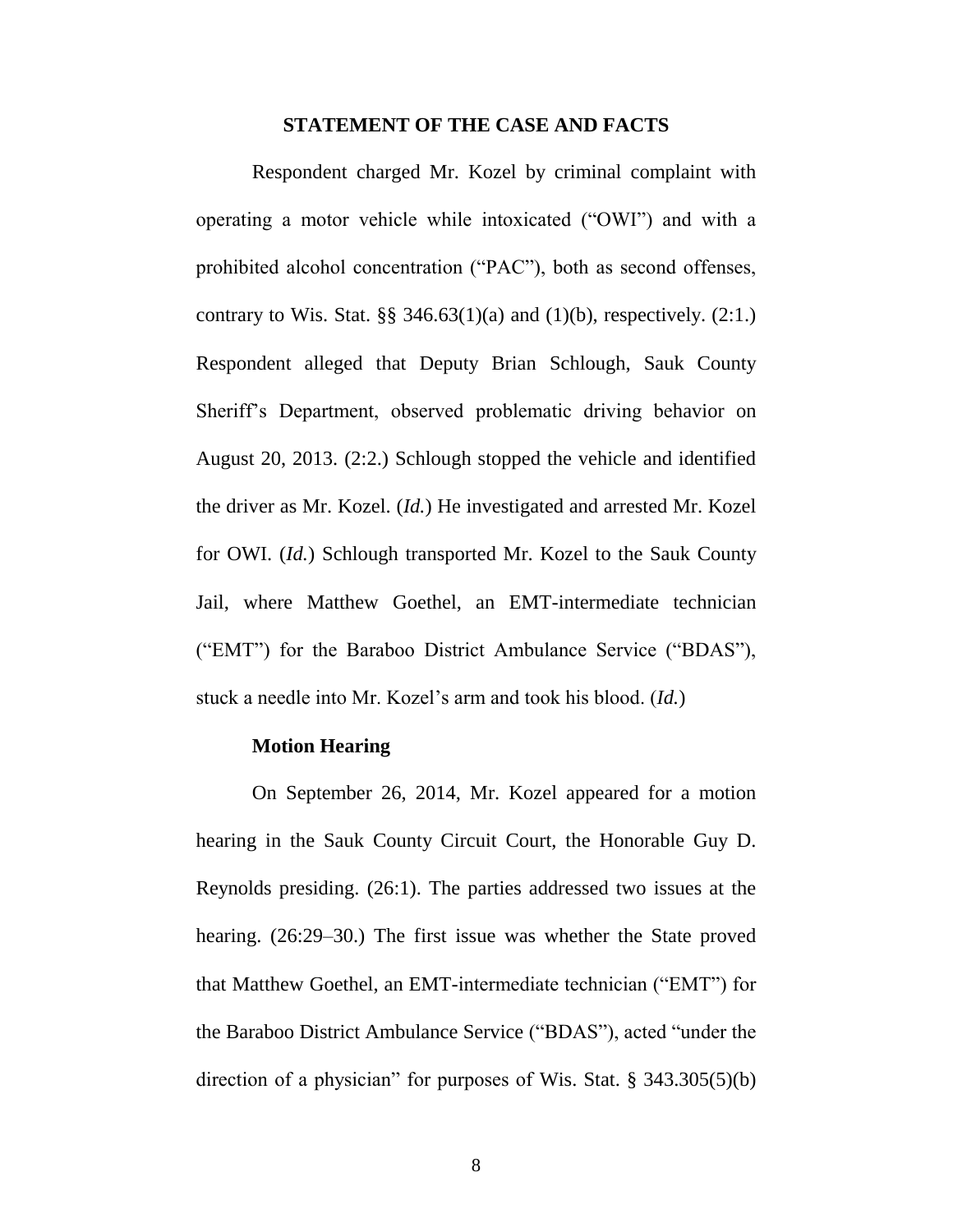## STATEMENT OF THE CASE AND FACTS

Respondent charged Mr. Kozel by criminal complaint with operating a motor vehicle while intoxicated ("OWI") and with a prohibited alcohol concentration ("PAC"), both as second offenses, contrary to Wis. Stat. §§ 346.63(1)(a) and (1)(b), respectively. (2:1.) Respondent alleged that Deputy Brian Schlough, Sauk County Sheriff's Department, observed problematic driving behavior on August 20, 2013. (2:2.) Schlough stopped the vehicle and identified the driver as Mr. Kozel. (*Id.*) He investigated and arrested Mr. Kozel for OWI. (*Id.*) Schlough transported Mr. Kozel to the Sauk County Jail, where Matthew Goethel, an EMT-intermediate technician ("EMT") for the Baraboo District Ambulance Service ("BDAS"), stuck a needle into Mr. Kozel's arm and took his blood. (*Id.*)

### Motion Hearing

On September 26, 2014, Mr. Kozel appeared for a motion hearing in the Sauk County Circuit Court, the Honorable Guy D. Reynolds presiding. (26:1). The parties addressed two issues at the hearing. (26:29–30.) The first issue was whether the State proved that Matthew Goethel, an EMT-intermediate technician ("EMT") for the Baraboo District Ambulance Service ("BDAS"), acted "under the direction of a physician" for purposes of Wis. Stat. § 343.305(5)(b)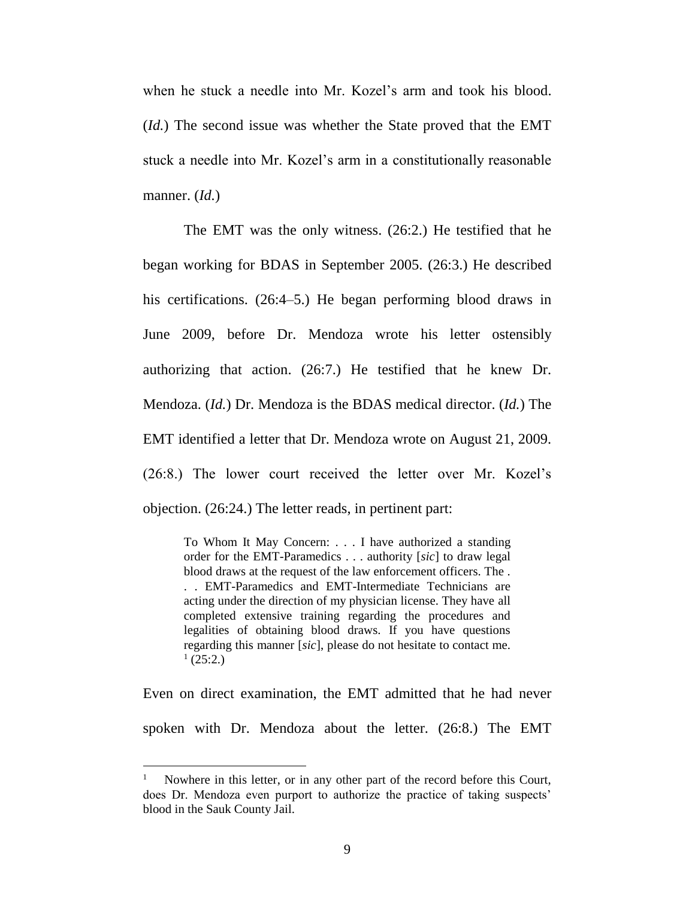when he stuck a needle into Mr. Kozel's arm and took his blood. (*Id.*) The second issue was whether the State proved that the EMT stuck a needle into Mr. Kozel's arm in a constitutionally reasonable manner. (*Id.*)

The EMT was the only witness. (26:2.) He testified that he began working for BDAS in September 2005. (26:3.) He described his certifications. (26:4–5.) He began performing blood draws in June 2009, before Dr. Mendoza wrote his letter ostensibly authorizing that action. (26:7.) He testified that he knew Dr. Mendoza. (*Id.*) Dr. Mendoza is the BDAS medical director. (*Id.*) The EMT identified a letter that Dr. Mendoza wrote on August 21, 2009. (26:8.) The lower court received the letter over Mr. Kozel's objection. (26:24.) The letter reads, in pertinent part:

> To Whom It May Concern: . . . I have authorized a standing order for the EMT-Paramedics . . . authority [*sic*] to draw legal blood draws at the request of the law enforcement officers. The . . . EMT-Paramedics and EMT-Intermediate Technicians are acting under the direction of my physician license. They have all completed extensive training regarding the procedures and legalities of obtaining blood draws. If you have questions regarding this manner [*sic*], please do not hesitate to contact me. [1] (25:2.)

Even on direct examination, the EMT admitted that he had never spoken with Dr. Mendoza about the letter. (26:8.) The EMT

[1] Nowhere in this letter, or in any other part of the record before this Court, does Dr. Mendoza even purport to authorize the practice of taking suspects' blood in the Sauk County Jail.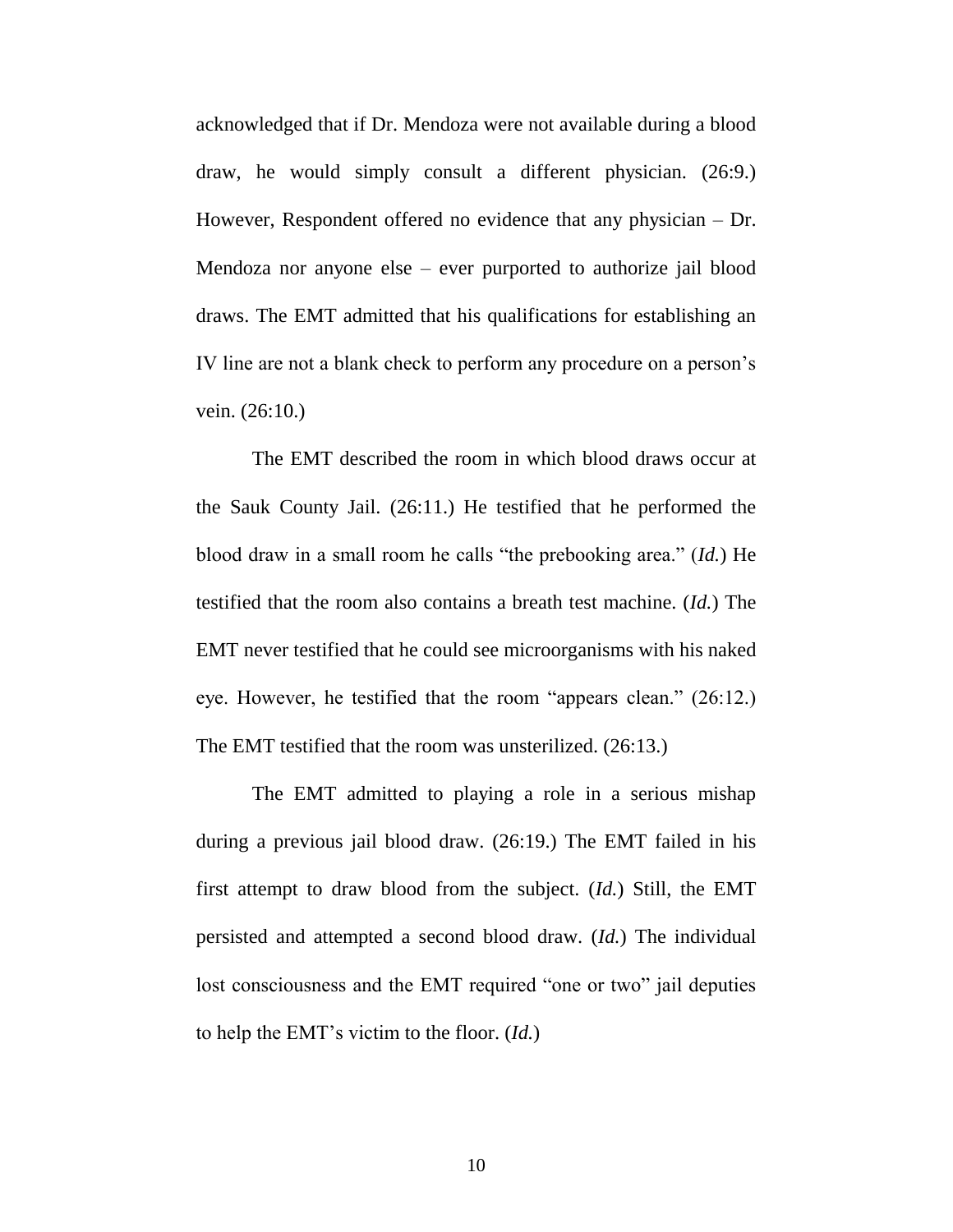acknowledged that if Dr. Mendoza were not available during a blood draw, he would simply consult a different physician. (26:9.) However, Respondent offered no evidence that any physician – Dr. Mendoza nor anyone else – ever purported to authorize jail blood draws. The EMT admitted that his qualifications for establishing an IV line are not a blank check to perform any procedure on a person's vein. (26:10.)

The EMT described the room in which blood draws occur at the Sauk County Jail. (26:11.) He testified that he performed the blood draw in a small room he calls "the prebooking area." (*Id.*) He testified that the room also contains a breath test machine. (*Id.*) The EMT never testified that he could see microorganisms with his naked eye. However, he testified that the room "appears clean." (26:12.) The EMT testified that the room was unsterilized. (26:13.)

The EMT admitted to playing a role in a serious mishap during a previous jail blood draw. (26:19.) The EMT failed in his first attempt to draw blood from the subject. (*Id.*) Still, the EMT persisted and attempted a second blood draw. (*Id.*) The individual lost consciousness and the EMT required "one or two" jail deputies to help the EMT's victim to the floor. (*Id.*)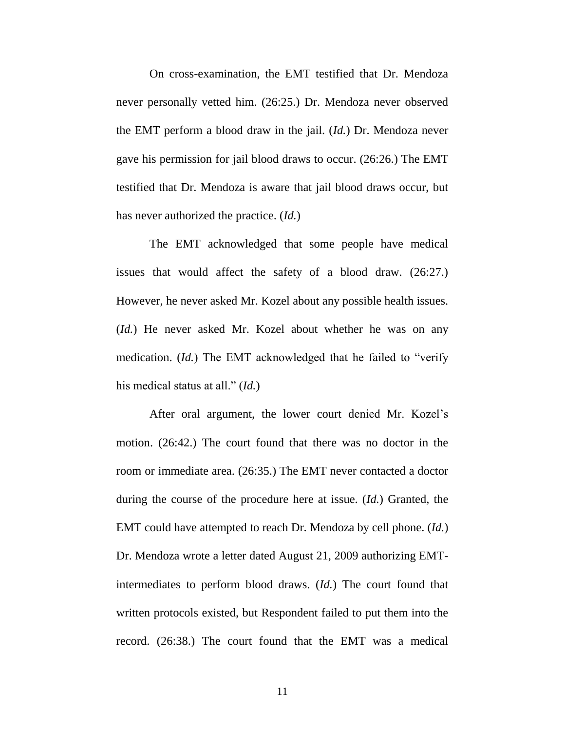On cross-examination, the EMT testified that Dr. Mendoza never personally vetted him. (26:25.) Dr. Mendoza never observed the EMT perform a blood draw in the jail. (*Id.*) Dr. Mendoza never gave his permission for jail blood draws to occur. (26:26.) The EMT testified that Dr. Mendoza is aware that jail blood draws occur, but has never authorized the practice. (*Id.*)

The EMT acknowledged that some people have medical issues that would affect the safety of a blood draw. (26:27.) However, he never asked Mr. Kozel about any possible health issues. (*Id.*) He never asked Mr. Kozel about whether he was on any medication. (*Id.*) The EMT acknowledged that he failed to "verify his medical status at all." (*Id.*)

After oral argument, the lower court denied Mr. Kozel's motion. (26:42.) The court found that there was no doctor in the room or immediate area. (26:35.) The EMT never contacted a doctor during the course of the procedure here at issue. (*Id.*) Granted, the EMT could have attempted to reach Dr. Mendoza by cell phone. (*Id.*) Dr. Mendoza wrote a letter dated August 21, 2009 authorizing EMT-intermediates to perform blood draws. (*Id.*) The court found that written protocols existed, but Respondent failed to put them into the record. (26:38.) The court found that the EMT was a medical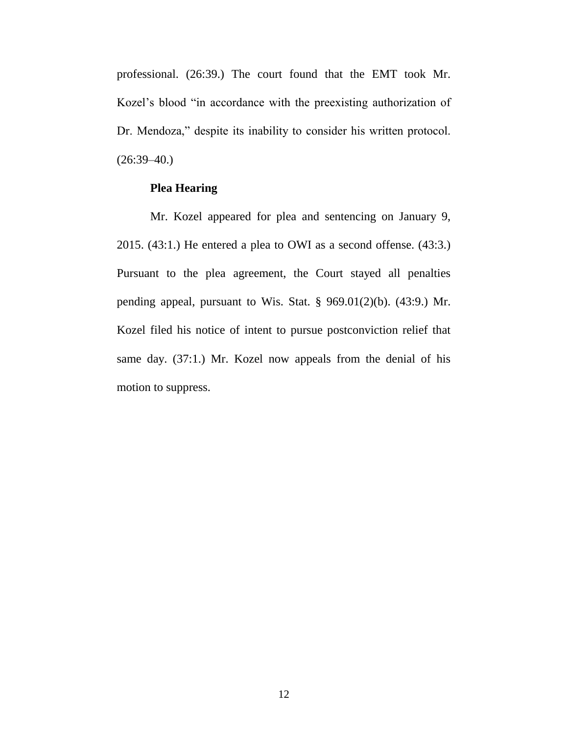professional. (26:39.) The court found that the EMT took Mr. Kozel's blood "in accordance with the preexisting authorization of Dr. Mendoza," despite its inability to consider his written protocol. (26:39–40.)

**Plea Hearing**

Mr. Kozel appeared for plea and sentencing on January 9, 2015. (43:1.) He entered a plea to OWI as a second offense. (43:3.) Pursuant to the plea agreement, the Court stayed all penalties pending appeal, pursuant to Wis. Stat. § 969.01(2)(b). (43:9.) Mr. Kozel filed his notice of intent to pursue postconviction relief that same day. (37:1.) Mr. Kozel now appeals from the denial of his motion to suppress.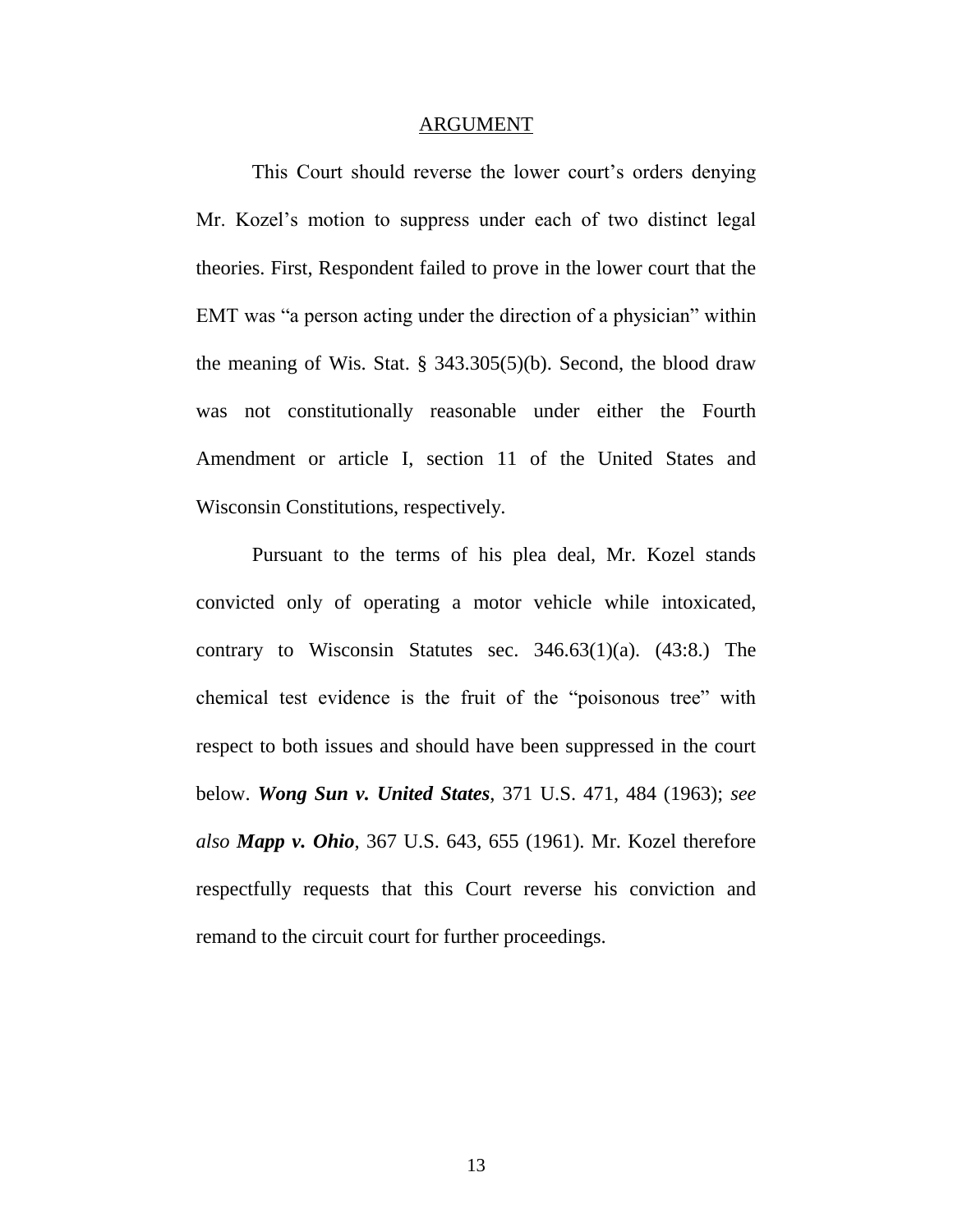## ARGUMENT

This Court should reverse the lower court's orders denying Mr. Kozel's motion to suppress under each of two distinct legal theories. First, Respondent failed to prove in the lower court that the EMT was "a person acting under the direction of a physician" within the meaning of Wis. Stat. § 343.305(5)(b). Second, the blood draw was not constitutionally reasonable under either the Fourth Amendment or article I, section 11 of the United States and Wisconsin Constitutions, respectively.

Pursuant to the terms of his plea deal, Mr. Kozel stands convicted only of operating a motor vehicle while intoxicated, contrary to Wisconsin Statutes sec. 346.63(1)(a). (43:8.) The chemical test evidence is the fruit of the "poisonous tree" with respect to both issues and should have been suppressed in the court below. ***Wong Sun v. United States***, 371 U.S. 471, 484 (1963); *see also* ***Mapp v. Ohio***, 367 U.S. 643, 655 (1961). Mr. Kozel therefore respectfully requests that this Court reverse his conviction and remand to the circuit court for further proceedings.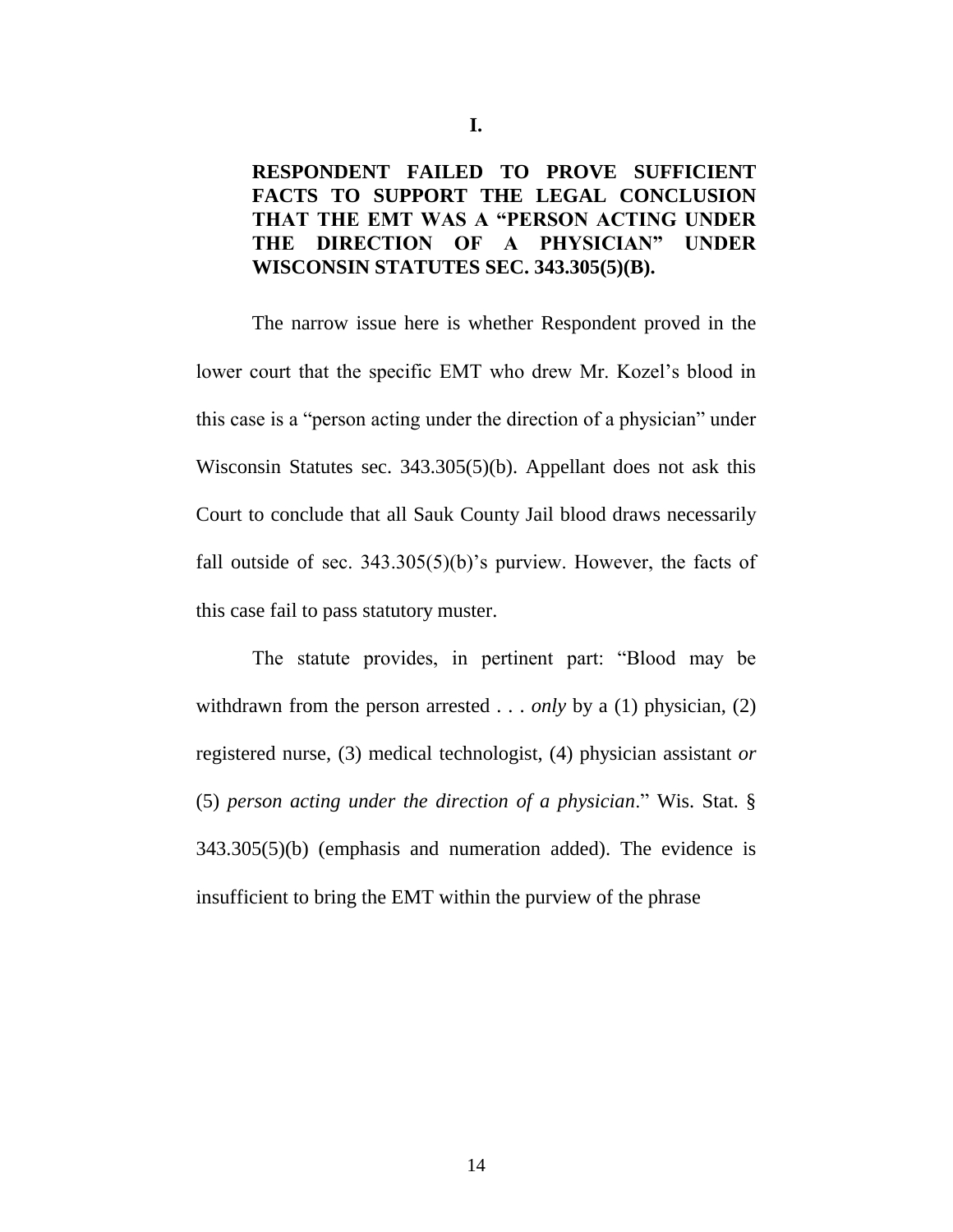## I.

## RESPONDENT FAILED TO PROVE SUFFICIENT FACTS TO SUPPORT THE LEGAL CONCLUSION THAT THE EMT WAS A "PERSON ACTING UNDER THE DIRECTION OF A PHYSICIAN" UNDER WISCONSIN STATUTES SEC. 343.305(5)(B).

The narrow issue here is whether Respondent proved in the lower court that the specific EMT who drew Mr. Kozel's blood in this case is a "person acting under the direction of a physician" under Wisconsin Statutes sec. 343.305(5)(b). Appellant does not ask this Court to conclude that all Sauk County Jail blood draws necessarily fall outside of sec. 343.305(5)(b)'s purview. However, the facts of this case fail to pass statutory muster.

The statute provides, in pertinent part: "Blood may be withdrawn from the person arrested . . . *only* by a (1) physician, (2) registered nurse, (3) medical technologist, (4) physician assistant *or* (5) *person acting under the direction of a physician*." Wis. Stat. § 343.305(5)(b) (emphasis and numeration added). The evidence is insufficient to bring the EMT within the purview of the phrase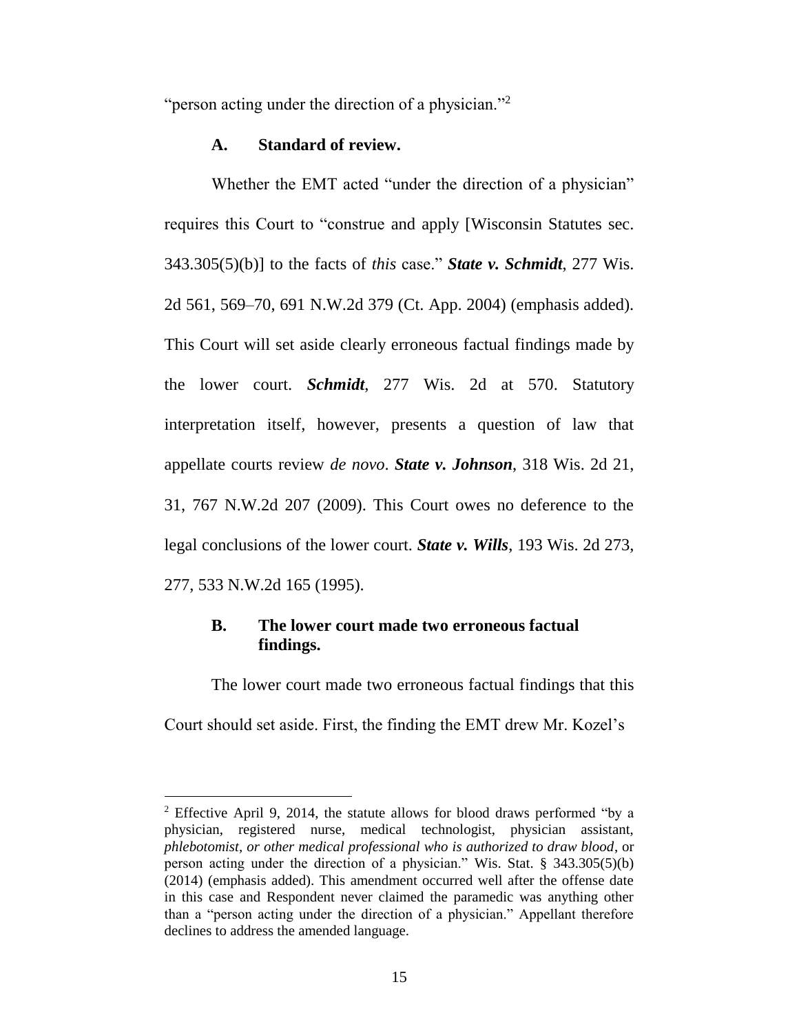"person acting under the direction of a physician."[2]

### A. Standard of review.

Whether the EMT acted "under the direction of a physician" requires this Court to "construe and apply [Wisconsin Statutes sec. 343.305(5)(b)] to the facts of *this* case." ***State v. Schmidt***, 277 Wis. 2d 561, 569–70, 691 N.W.2d 379 (Ct. App. 2004) (emphasis added). This Court will set aside clearly erroneous factual findings made by the lower court. ***Schmidt***, 277 Wis. 2d at 570. Statutory interpretation itself, however, presents a question of law that appellate courts review *de novo*. ***State v. Johnson***, 318 Wis. 2d 21, 31, 767 N.W.2d 207 (2009). This Court owes no deference to the legal conclusions of the lower court. ***State v. Wills***, 193 Wis. 2d 273, 277, 533 N.W.2d 165 (1995).

### B. The lower court made two erroneous factual findings.

The lower court made two erroneous factual findings that this Court should set aside. First, the finding the EMT drew Mr. Kozel's

---

[2] Effective April 9, 2014, the statute allows for blood draws performed "by a physician, registered nurse, medical technologist, physician assistant, *phlebotomist, or other medical professional who is authorized to draw blood*, or person acting under the direction of a physician." Wis. Stat. § 343.305(5)(b) (2014) (emphasis added). This amendment occurred well after the offense date in this case and Respondent never claimed the paramedic was anything other than a "person acting under the direction of a physician." Appellant therefore declines to address the amended language.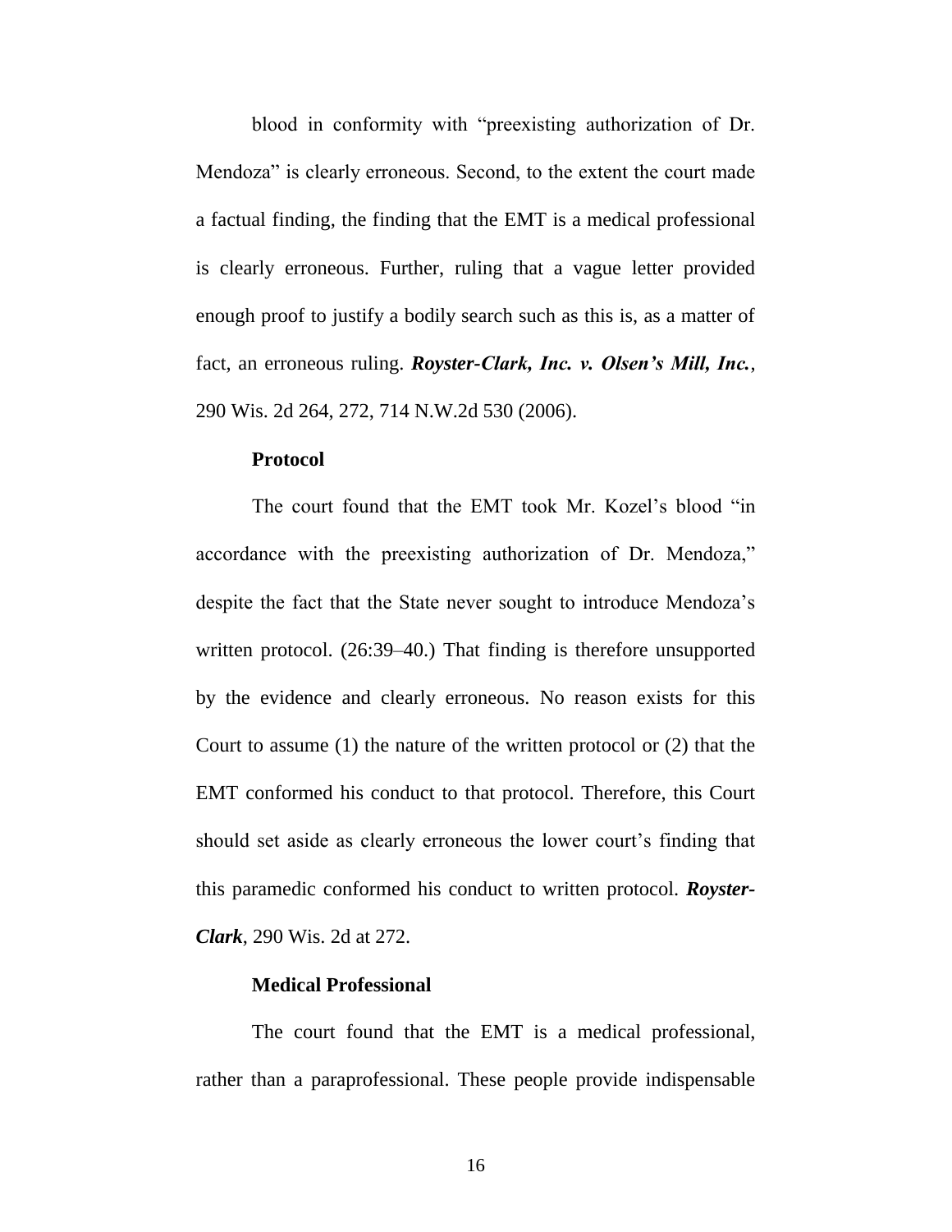blood in conformity with "preexisting authorization of Dr. Mendoza" is clearly erroneous. Second, to the extent the court made a factual finding, the finding that the EMT is a medical professional is clearly erroneous. Further, ruling that a vague letter provided enough proof to justify a bodily search such as this is, as a matter of fact, an erroneous ruling. ***Royster-Clark, Inc. v. Olsen's Mill, Inc.***, 290 Wis. 2d 264, 272, 714 N.W.2d 530 (2006).

**Protocol**

The court found that the EMT took Mr. Kozel's blood "in accordance with the preexisting authorization of Dr. Mendoza," despite the fact that the State never sought to introduce Mendoza's written protocol. (26:39–40.) That finding is therefore unsupported by the evidence and clearly erroneous. No reason exists for this Court to assume (1) the nature of the written protocol or (2) that the EMT conformed his conduct to that protocol. Therefore, this Court should set aside as clearly erroneous the lower court's finding that this paramedic conformed his conduct to written protocol. ***Royster-Clark***, 290 Wis. 2d at 272.

**Medical Professional**

The court found that the EMT is a medical professional, rather than a paraprofessional. These people provide indispensable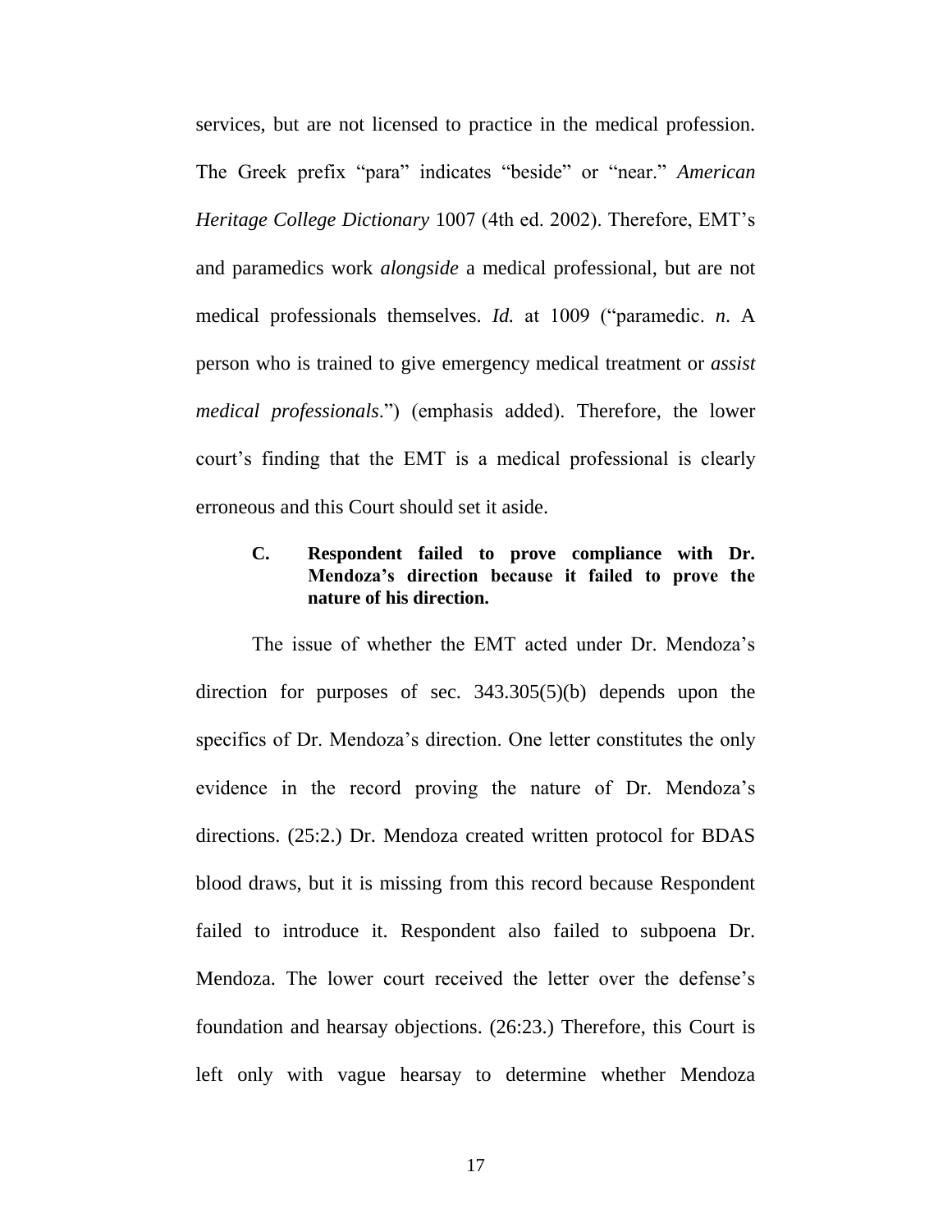services, but are not licensed to practice in the medical profession. The Greek prefix "para" indicates "beside" or "near." *American Heritage College Dictionary* 1007 (4th ed. 2002). Therefore, EMT's and paramedics work *alongside* a medical professional, but are not medical professionals themselves. *Id.* at 1009 ("paramedic. *n*. A person who is trained to give emergency medical treatment or *assist medical professionals*.") (emphasis added). Therefore, the lower court's finding that the EMT is a medical professional is clearly erroneous and this Court should set it aside.

### C. Respondent failed to prove compliance with Dr. Mendoza's direction because it failed to prove the nature of his direction.

The issue of whether the EMT acted under Dr. Mendoza's direction for purposes of sec. 343.305(5)(b) depends upon the specifics of Dr. Mendoza's direction. One letter constitutes the only evidence in the record proving the nature of Dr. Mendoza's directions. (25:2.) Dr. Mendoza created written protocol for BDAS blood draws, but it is missing from this record because Respondent failed to introduce it. Respondent also failed to subpoena Dr. Mendoza. The lower court received the letter over the defense's foundation and hearsay objections. (26:23.) Therefore, this Court is left only with vague hearsay to determine whether Mendoza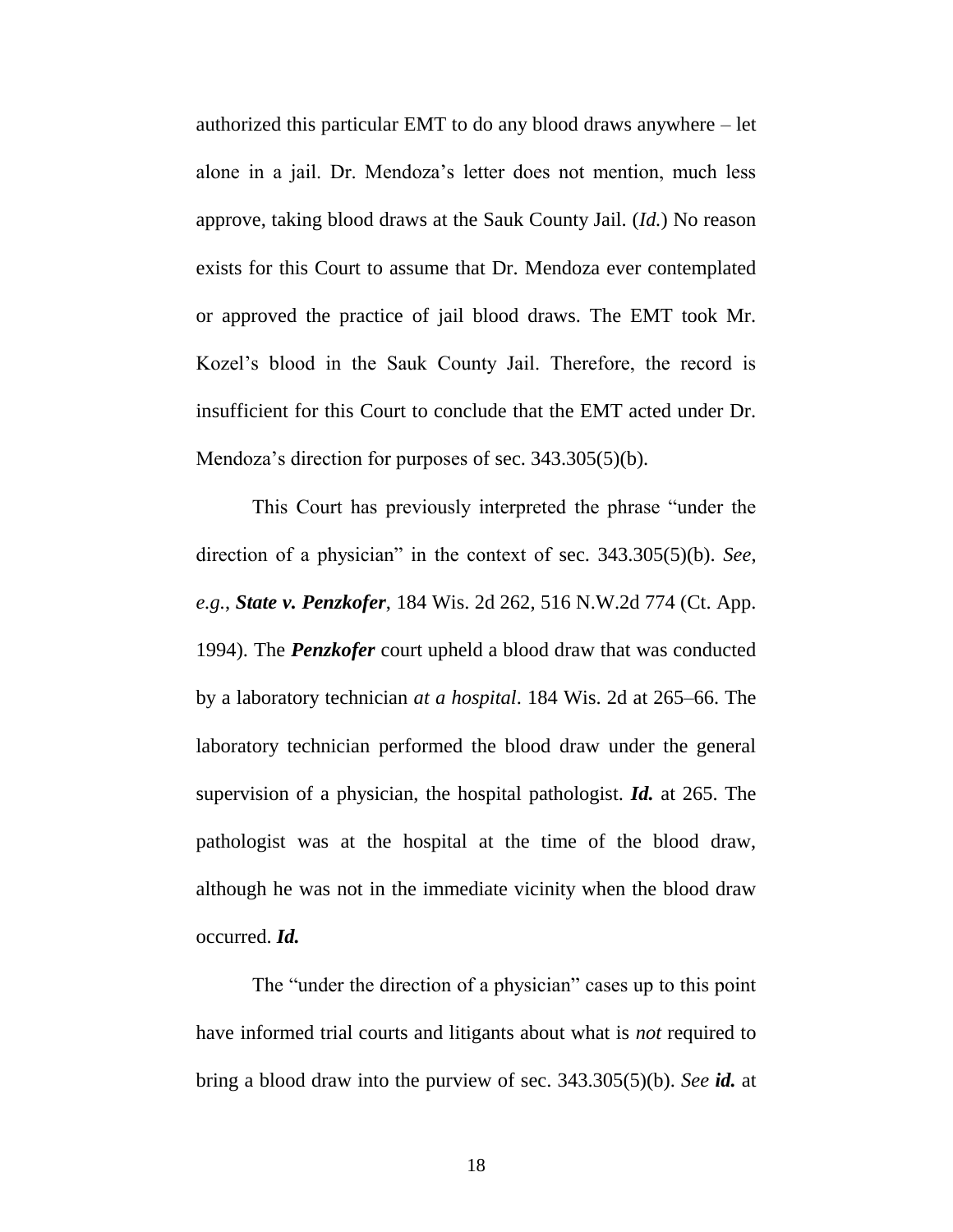authorized this particular EMT to do any blood draws anywhere – let alone in a jail. Dr. Mendoza's letter does not mention, much less approve, taking blood draws at the Sauk County Jail. (*Id.*) No reason exists for this Court to assume that Dr. Mendoza ever contemplated or approved the practice of jail blood draws. The EMT took Mr. Kozel's blood in the Sauk County Jail. Therefore, the record is insufficient for this Court to conclude that the EMT acted under Dr. Mendoza's direction for purposes of sec. 343.305(5)(b).

This Court has previously interpreted the phrase "under the direction of a physician" in the context of sec. 343.305(5)(b). *See, e.g.*, ***State v. Penzkofer***, 184 Wis. 2d 262, 516 N.W.2d 774 (Ct. App. 1994). The ***Penzkofer*** court upheld a blood draw that was conducted by a laboratory technician *at a hospital*. 184 Wis. 2d at 265–66. The laboratory technician performed the blood draw under the general supervision of a physician, the hospital pathologist. ***Id.*** at 265. The pathologist was at the hospital at the time of the blood draw, although he was not in the immediate vicinity when the blood draw occurred. ***Id.***

The "under the direction of a physician" cases up to this point have informed trial courts and litigants about what is *not* required to bring a blood draw into the purview of sec. 343.305(5)(b). *See* ***id.*** at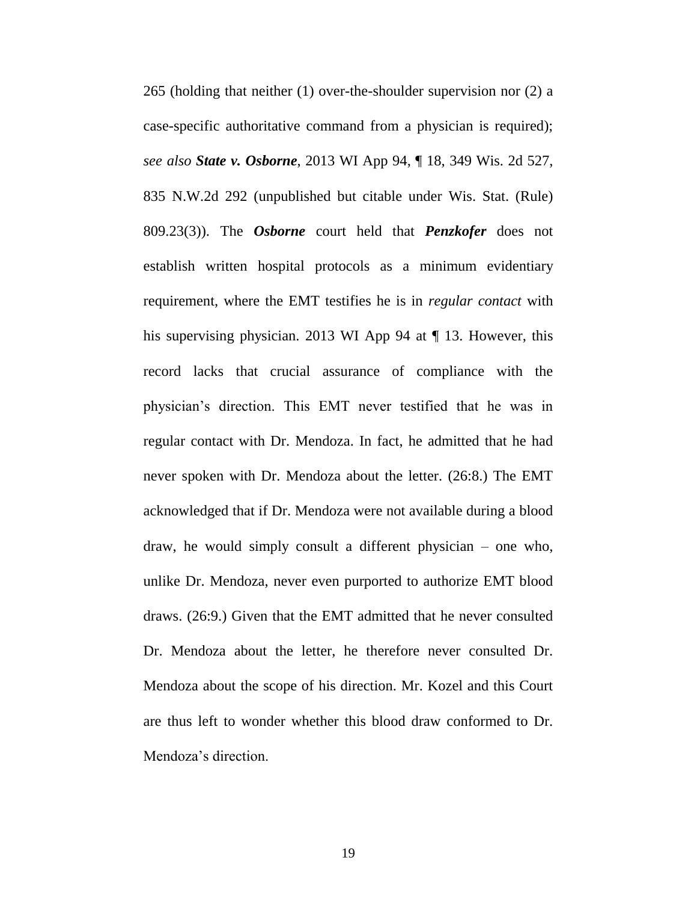265 (holding that neither (1) over-the-shoulder supervision nor (2) a case-specific authoritative command from a physician is required); *see also* ***State v. Osborne***, 2013 WI App 94, ¶ 18, 349 Wis. 2d 527, 835 N.W.2d 292 (unpublished but citable under Wis. Stat. (Rule) 809.23(3)). The ***Osborne*** court held that ***Penzkofer*** does not establish written hospital protocols as a minimum evidentiary requirement, where the EMT testifies he is in *regular contact* with his supervising physician. 2013 WI App 94 at ¶ 13. However, this record lacks that crucial assurance of compliance with the physician's direction. This EMT never testified that he was in regular contact with Dr. Mendoza. In fact, he admitted that he had never spoken with Dr. Mendoza about the letter. (26:8.) The EMT acknowledged that if Dr. Mendoza were not available during a blood draw, he would simply consult a different physician – one who, unlike Dr. Mendoza, never even purported to authorize EMT blood draws. (26:9.) Given that the EMT admitted that he never consulted Dr. Mendoza about the letter, he therefore never consulted Dr. Mendoza about the scope of his direction. Mr. Kozel and this Court are thus left to wonder whether this blood draw conformed to Dr. Mendoza's direction.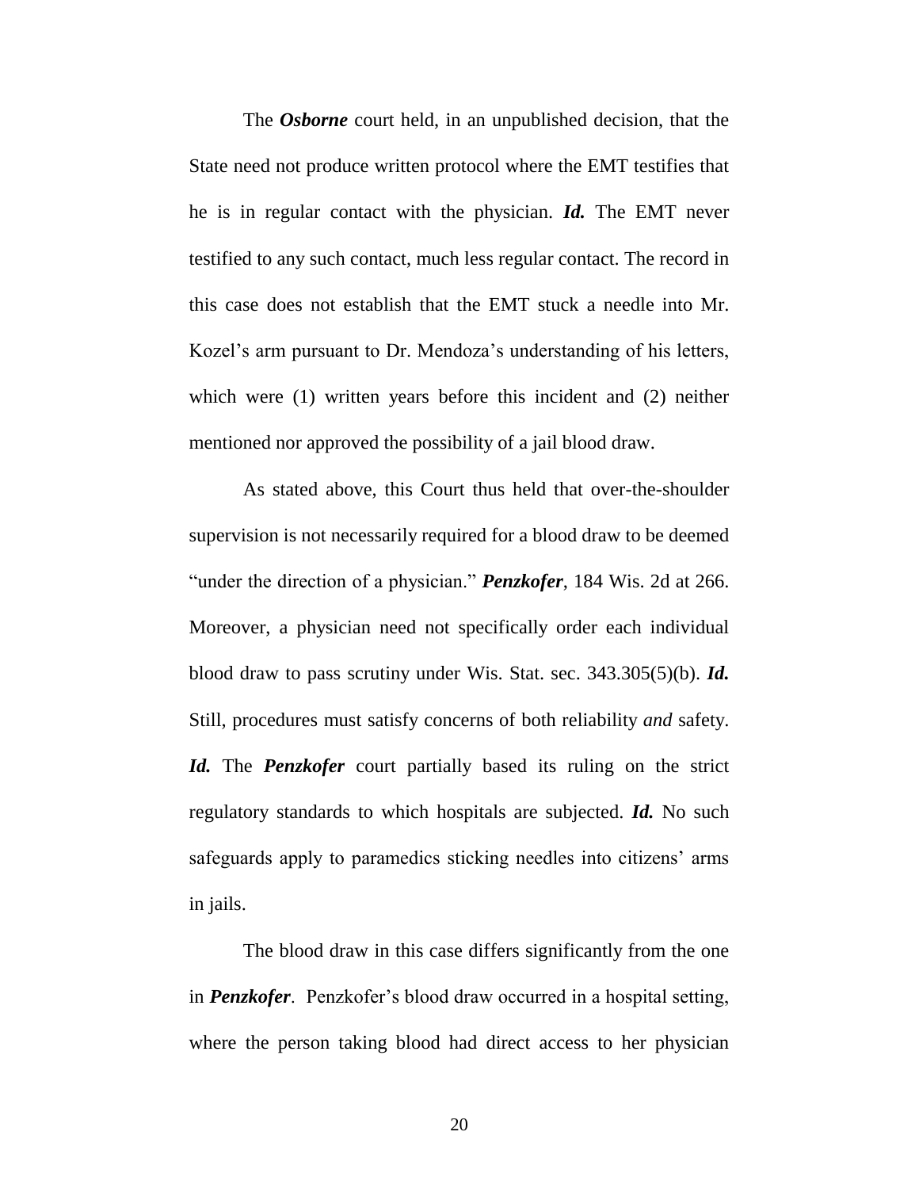The ***Osborne*** court held, in an unpublished decision, that the State need not produce written protocol where the EMT testifies that he is in regular contact with the physician. ***Id.*** The EMT never testified to any such contact, much less regular contact. The record in this case does not establish that the EMT stuck a needle into Mr. Kozel's arm pursuant to Dr. Mendoza's understanding of his letters, which were (1) written years before this incident and (2) neither mentioned nor approved the possibility of a jail blood draw.

As stated above, this Court thus held that over-the-shoulder supervision is not necessarily required for a blood draw to be deemed "under the direction of a physician." ***Penzkofer***, 184 Wis. 2d at 266. Moreover, a physician need not specifically order each individual blood draw to pass scrutiny under Wis. Stat. sec. 343.305(5)(b). ***Id.*** Still, procedures must satisfy concerns of both reliability *and* safety. ***Id.*** The ***Penzkofer*** court partially based its ruling on the strict regulatory standards to which hospitals are subjected. ***Id.*** No such safeguards apply to paramedics sticking needles into citizens' arms in jails.

The blood draw in this case differs significantly from the one in ***Penzkofer***. Penzkofer's blood draw occurred in a hospital setting, where the person taking blood had direct access to her physician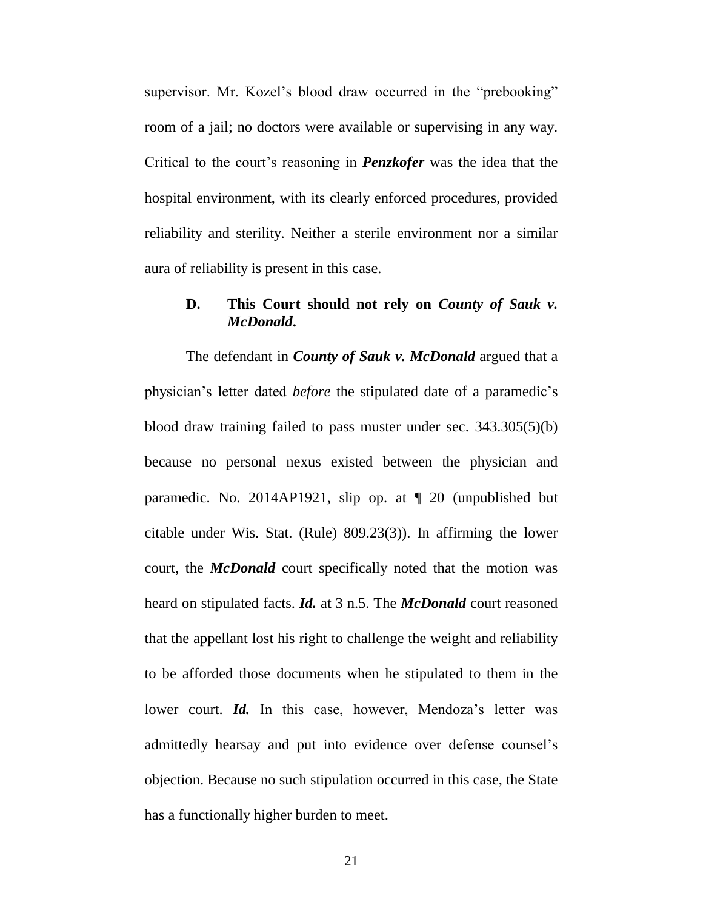supervisor. Mr. Kozel's blood draw occurred in the "prebooking" room of a jail; no doctors were available or supervising in any way. Critical to the court's reasoning in ***Penzkofer*** was the idea that the hospital environment, with its clearly enforced procedures, provided reliability and sterility. Neither a sterile environment nor a similar aura of reliability is present in this case.

### D. This Court should not rely on *County of Sauk v. McDonald*.

The defendant in ***County of Sauk v. McDonald*** argued that a physician's letter dated *before* the stipulated date of a paramedic's blood draw training failed to pass muster under sec. 343.305(5)(b) because no personal nexus existed between the physician and paramedic. No. 2014AP1921, slip op. at ¶ 20 (unpublished but citable under Wis. Stat. (Rule) 809.23(3)). In affirming the lower court, the ***McDonald*** court specifically noted that the motion was heard on stipulated facts. ***Id.*** at 3 n.5. The ***McDonald*** court reasoned that the appellant lost his right to challenge the weight and reliability to be afforded those documents when he stipulated to them in the lower court. ***Id.*** In this case, however, Mendoza's letter was admittedly hearsay and put into evidence over defense counsel's objection. Because no such stipulation occurred in this case, the State has a functionally higher burden to meet.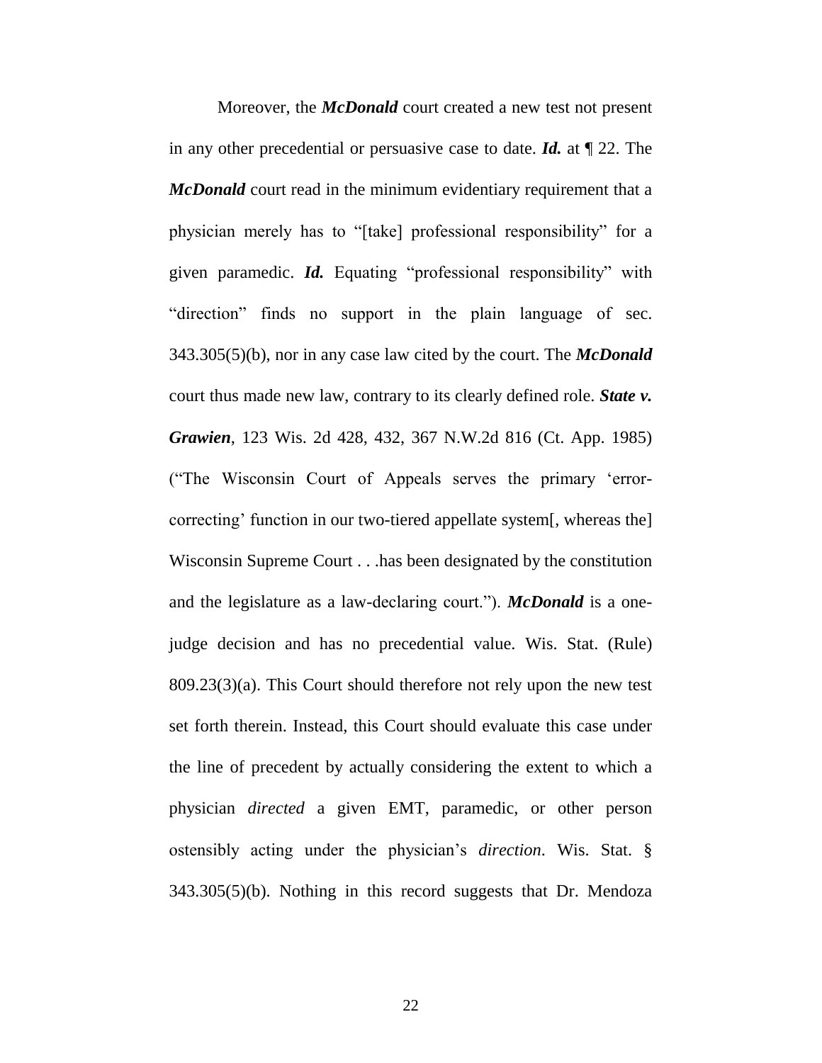Moreover, the ***McDonald*** court created a new test not present in any other precedential or persuasive case to date. ***Id.*** at ¶ 22. The ***McDonald*** court read in the minimum evidentiary requirement that a physician merely has to "[take] professional responsibility" for a given paramedic. ***Id.*** Equating "professional responsibility" with "direction" finds no support in the plain language of sec. 343.305(5)(b), nor in any case law cited by the court. The ***McDonald*** court thus made new law, contrary to its clearly defined role. ***State v. Grawien***, 123 Wis. 2d 428, 432, 367 N.W.2d 816 (Ct. App. 1985) ("The Wisconsin Court of Appeals serves the primary 'error-correcting' function in our two-tiered appellate system[, whereas the] Wisconsin Supreme Court . . .has been designated by the constitution and the legislature as a law-declaring court."). ***McDonald*** is a one-judge decision and has no precedential value. Wis. Stat. (Rule) 809.23(3)(a). This Court should therefore not rely upon the new test set forth therein. Instead, this Court should evaluate this case under the line of precedent by actually considering the extent to which a physician *directed* a given EMT, paramedic, or other person ostensibly acting under the physician's *direction*. Wis. Stat. § 343.305(5)(b). Nothing in this record suggests that Dr. Mendoza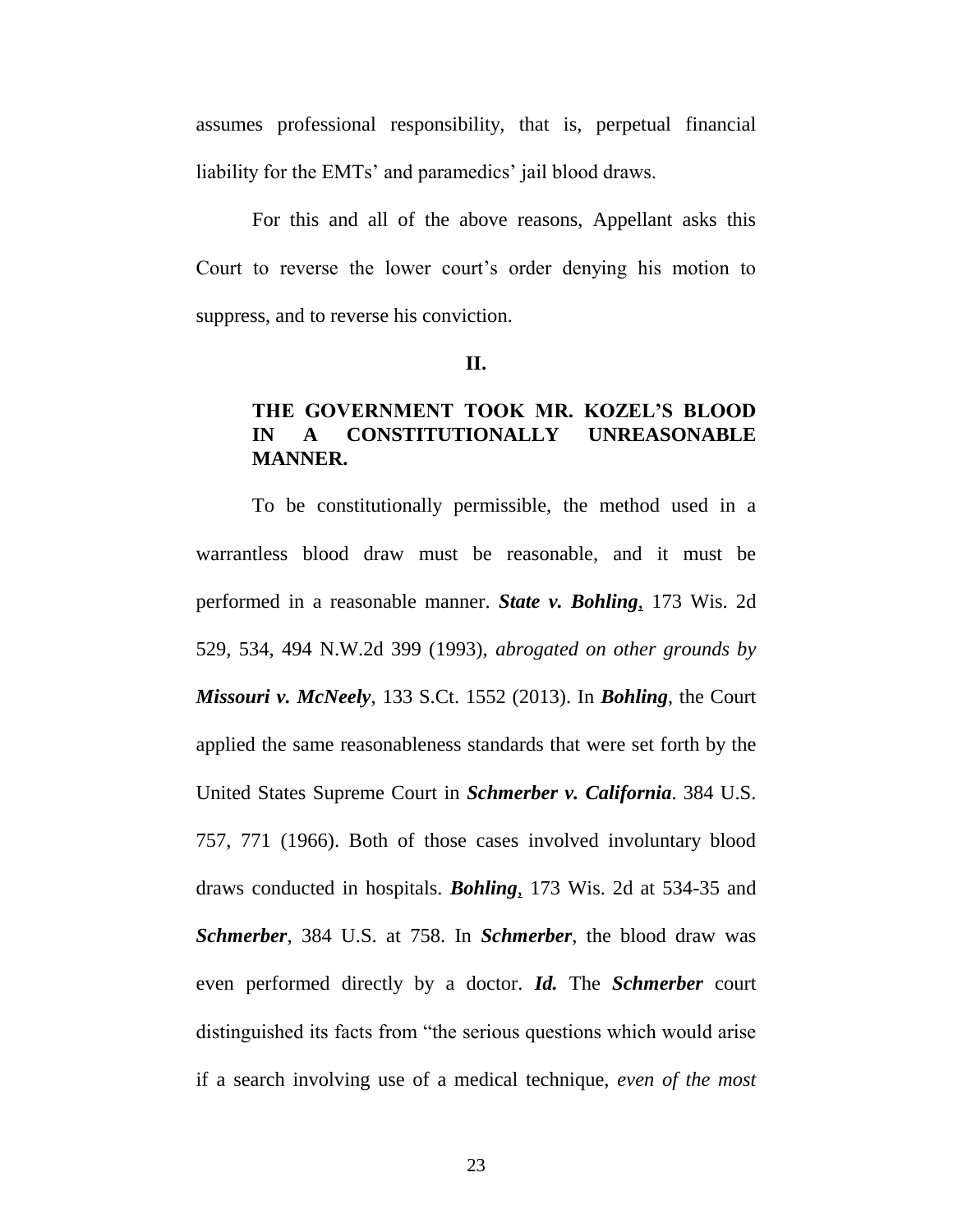assumes professional responsibility, that is, perpetual financial liability for the EMTs' and paramedics' jail blood draws.

For this and all of the above reasons, Appellant asks this Court to reverse the lower court's order denying his motion to suppress, and to reverse his conviction.

## II.

## THE GOVERNMENT TOOK MR. KOZEL'S BLOOD IN A CONSTITUTIONALLY UNREASONABLE MANNER.

To be constitutionally permissible, the method used in a warrantless blood draw must be reasonable, and it must be performed in a reasonable manner. ***State v. Bohling***, 173 Wis. 2d 529, 534, 494 N.W.2d 399 (1993), *abrogated on other grounds by* ***Missouri v. McNeely***, 133 S.Ct. 1552 (2013). In ***Bohling***, the Court applied the same reasonableness standards that were set forth by the United States Supreme Court in ***Schmerber v. California***. 384 U.S. 757, 771 (1966). Both of those cases involved involuntary blood draws conducted in hospitals. ***Bohling***, 173 Wis. 2d at 534-35 and ***Schmerber***, 384 U.S. at 758. In ***Schmerber***, the blood draw was even performed directly by a doctor. ***Id.*** The ***Schmerber*** court distinguished its facts from "the serious questions which would arise if a search involving use of a medical technique, *even of the most*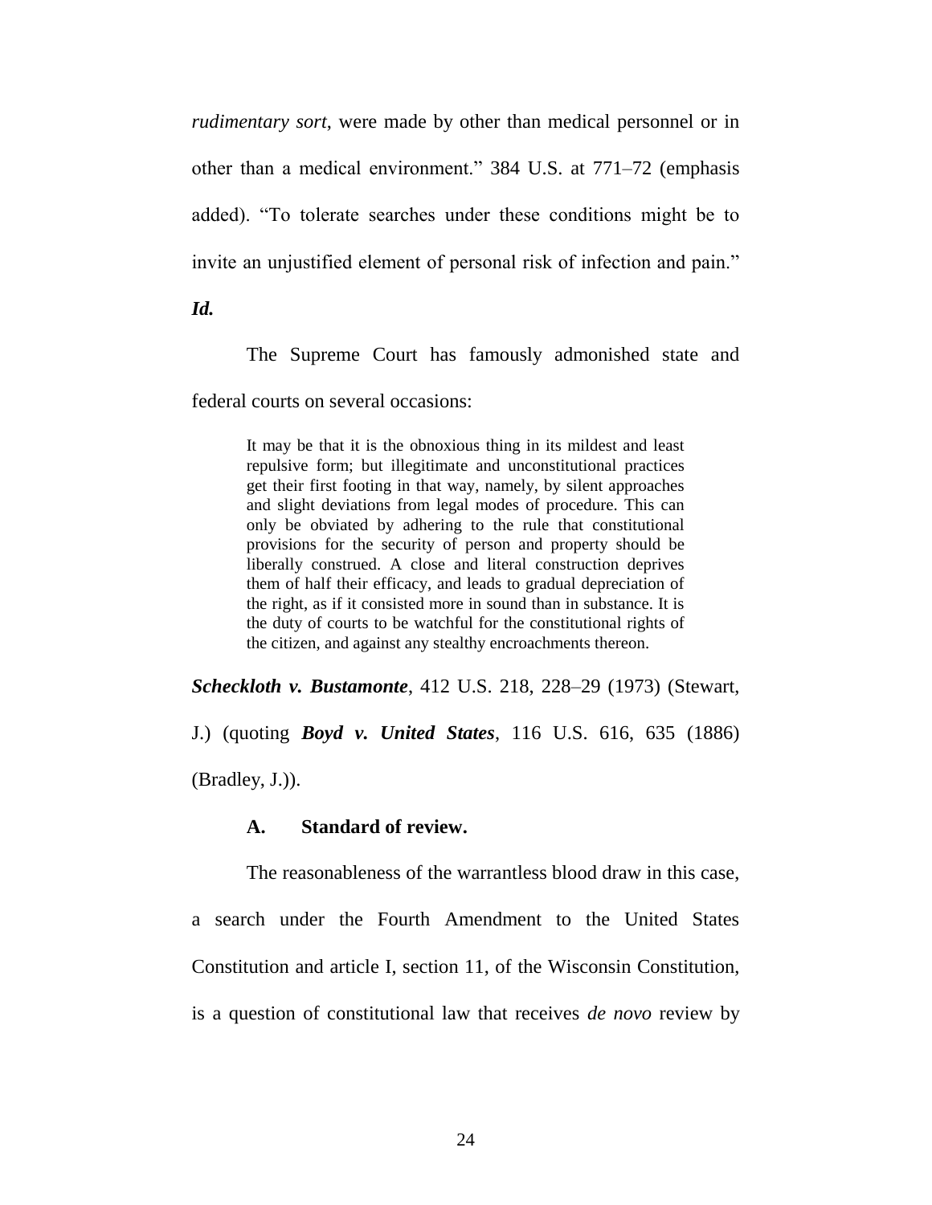*rudimentary sort*, were made by other than medical personnel or in other than a medical environment." 384 U.S. at 771–72 (emphasis added). "To tolerate searches under these conditions might be to invite an unjustified element of personal risk of infection and pain." ***Id.***

The Supreme Court has famously admonished state and federal courts on several occasions:

> It may be that it is the obnoxious thing in its mildest and least repulsive form; but illegitimate and unconstitutional practices get their first footing in that way, namely, by silent approaches and slight deviations from legal modes of procedure. This can only be obviated by adhering to the rule that constitutional provisions for the security of person and property should be liberally construed. A close and literal construction deprives them of half their efficacy, and leads to gradual depreciation of the right, as if it consisted more in sound than in substance. It is the duty of courts to be watchful for the constitutional rights of the citizen, and against any stealthy encroachments thereon.

***Scheckloth v. Bustamonte***, 412 U.S. 218, 228–29 (1973) (Stewart, J.) (quoting ***Boyd v. United States***, 116 U.S. 616, 635 (1886) (Bradley, J.)).

### A. Standard of review.

The reasonableness of the warrantless blood draw in this case, a search under the Fourth Amendment to the United States Constitution and article I, section 11, of the Wisconsin Constitution, is a question of constitutional law that receives *de novo* review by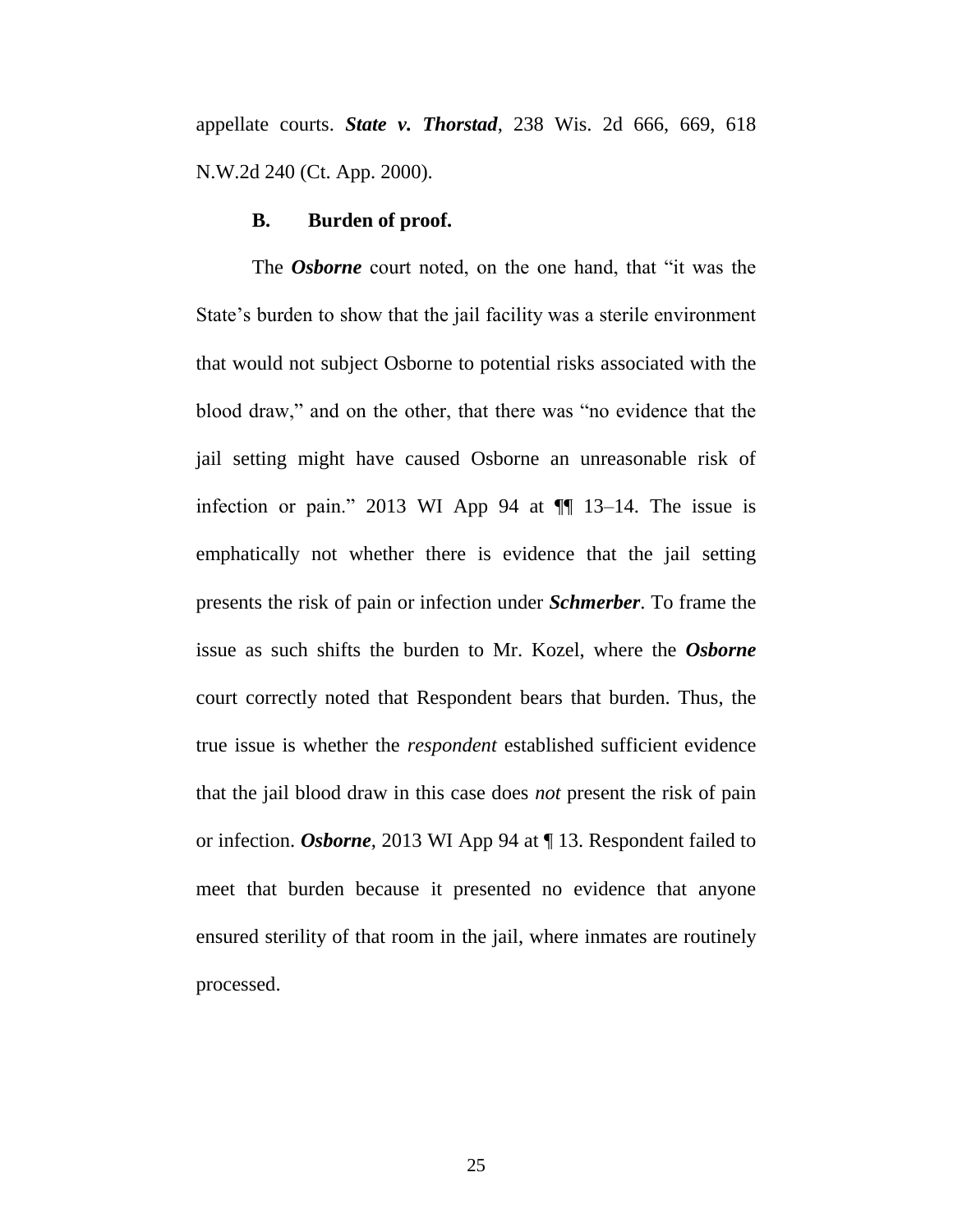appellate courts. ***State v. Thorstad***, 238 Wis. 2d 666, 669, 618 N.W.2d 240 (Ct. App. 2000).

### B. Burden of proof.

The ***Osborne*** court noted, on the one hand, that "it was the State's burden to show that the jail facility was a sterile environment that would not subject Osborne to potential risks associated with the blood draw," and on the other, that there was "no evidence that the jail setting might have caused Osborne an unreasonable risk of infection or pain." 2013 WI App 94 at ¶¶ 13–14. The issue is emphatically not whether there is evidence that the jail setting presents the risk of pain or infection under ***Schmerber***. To frame the issue as such shifts the burden to Mr. Kozel, where the ***Osborne*** court correctly noted that Respondent bears that burden. Thus, the true issue is whether the *respondent* established sufficient evidence that the jail blood draw in this case does *not* present the risk of pain or infection. ***Osborne***, 2013 WI App 94 at ¶ 13. Respondent failed to meet that burden because it presented no evidence that anyone ensured sterility of that room in the jail, where inmates are routinely processed.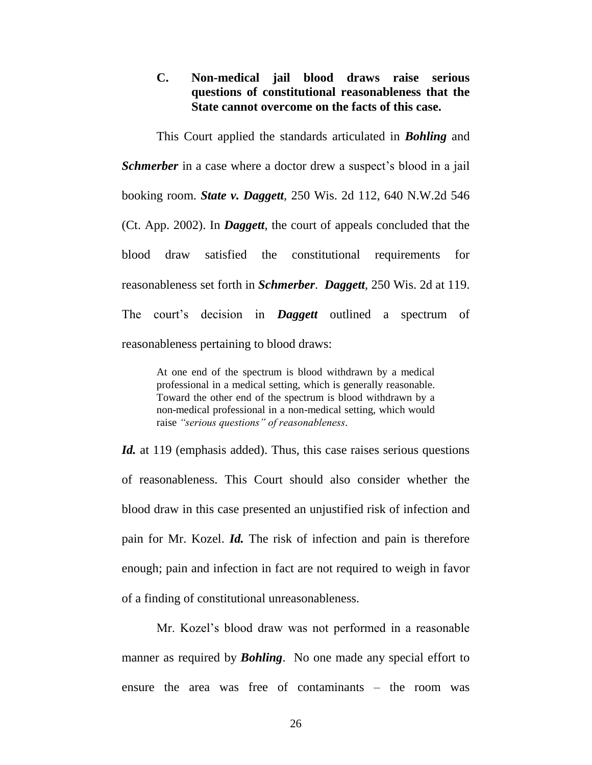### C. Non-medical jail blood draws raise serious questions of constitutional reasonableness that the State cannot overcome on the facts of this case.

This Court applied the standards articulated in ***Bohling*** and ***Schmerber*** in a case where a doctor drew a suspect's blood in a jail booking room. ***State v. Daggett***, 250 Wis. 2d 112, 640 N.W.2d 546 (Ct. App. 2002). In ***Daggett***, the court of appeals concluded that the blood draw satisfied the constitutional requirements for reasonableness set forth in ***Schmerber***. ***Daggett***, 250 Wis. 2d at 119. The court's decision in ***Daggett*** outlined a spectrum of reasonableness pertaining to blood draws:

> At one end of the spectrum is blood withdrawn by a medical professional in a medical setting, which is generally reasonable. Toward the other end of the spectrum is blood withdrawn by a non-medical professional in a non-medical setting, which would raise *"serious questions" of reasonableness*.

***Id.*** at 119 (emphasis added). Thus, this case raises serious questions of reasonableness. This Court should also consider whether the blood draw in this case presented an unjustified risk of infection and pain for Mr. Kozel. ***Id.*** The risk of infection and pain is therefore enough; pain and infection in fact are not required to weigh in favor of a finding of constitutional unreasonableness.

Mr. Kozel's blood draw was not performed in a reasonable manner as required by ***Bohling***. No one made any special effort to ensure the area was free of contaminants – the room was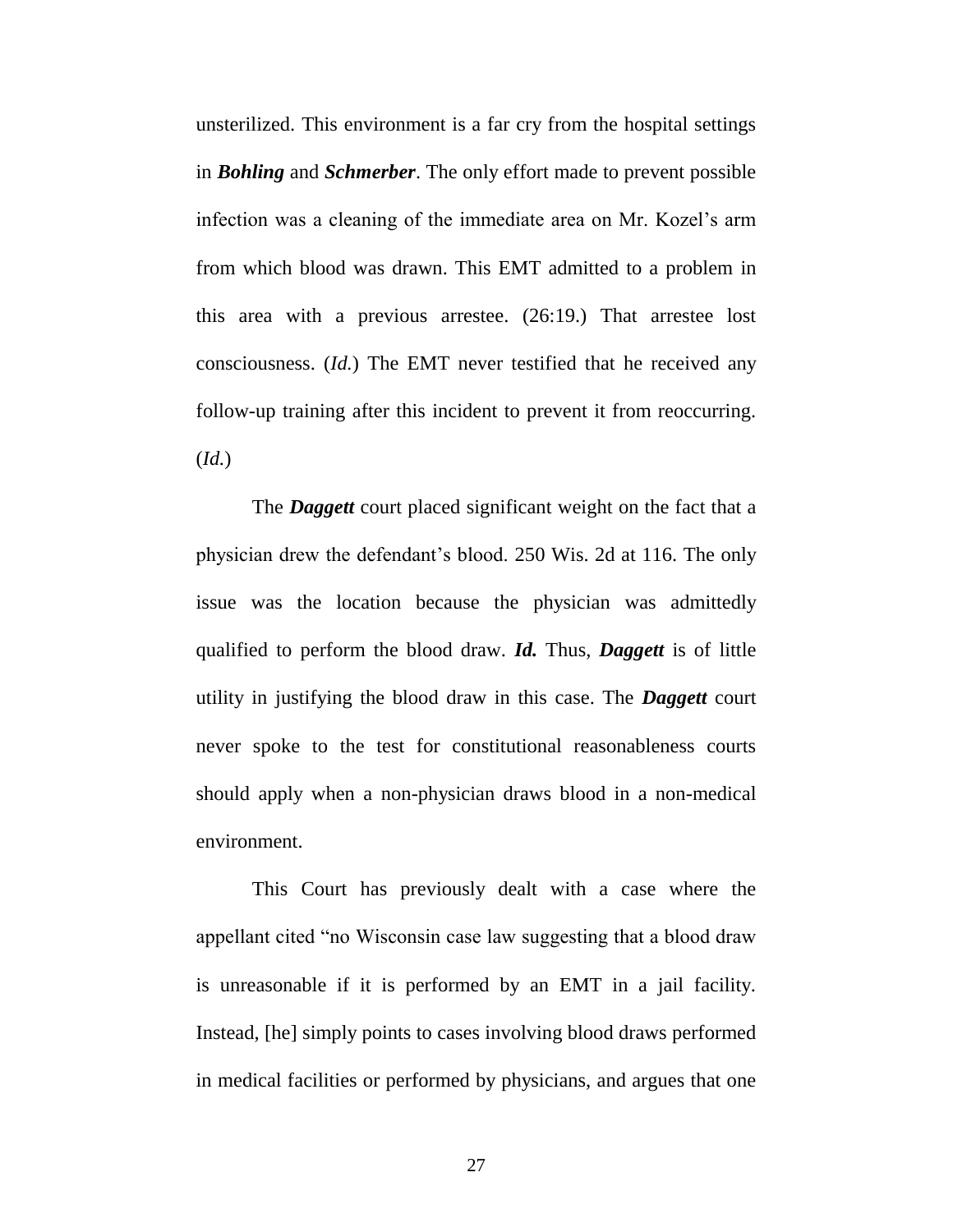unsterilized. This environment is a far cry from the hospital settings in ***Bohling*** and ***Schmerber***. The only effort made to prevent possible infection was a cleaning of the immediate area on Mr. Kozel's arm from which blood was drawn. This EMT admitted to a problem in this area with a previous arrestee. (26:19.) That arrestee lost consciousness. (*Id.*) The EMT never testified that he received any follow-up training after this incident to prevent it from reoccurring. (*Id.*)

The ***Daggett*** court placed significant weight on the fact that a physician drew the defendant's blood. 250 Wis. 2d at 116. The only issue was the location because the physician was admittedly qualified to perform the blood draw. ***Id.*** Thus, ***Daggett*** is of little utility in justifying the blood draw in this case. The ***Daggett*** court never spoke to the test for constitutional reasonableness courts should apply when a non-physician draws blood in a non-medical environment.

This Court has previously dealt with a case where the appellant cited "no Wisconsin case law suggesting that a blood draw is unreasonable if it is performed by an EMT in a jail facility. Instead, [he] simply points to cases involving blood draws performed in medical facilities or performed by physicians, and argues that one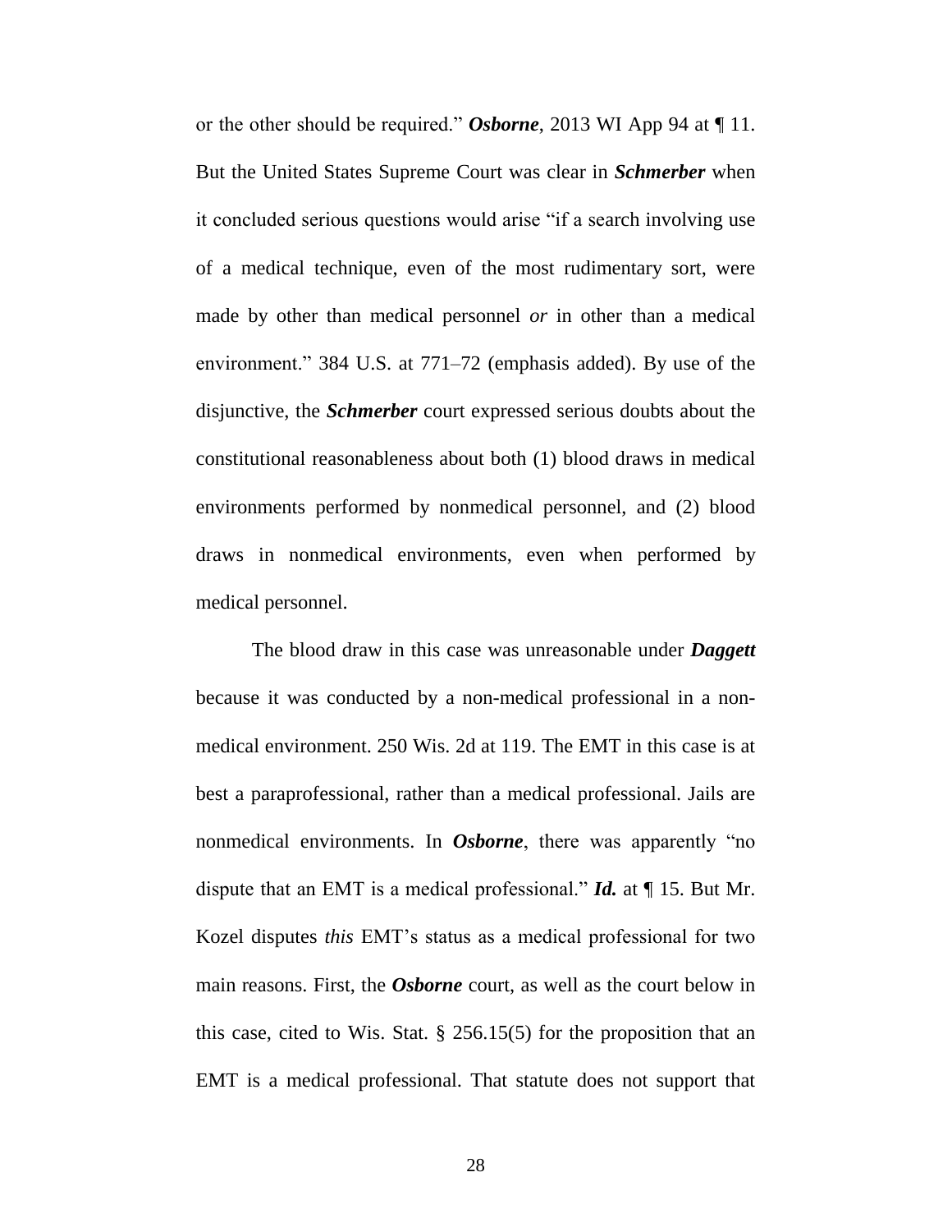or the other should be required." ***Osborne***, 2013 WI App 94 at ¶ 11. But the United States Supreme Court was clear in ***Schmerber*** when it concluded serious questions would arise "if a search involving use of a medical technique, even of the most rudimentary sort, were made by other than medical personnel *or* in other than a medical environment." 384 U.S. at 771–72 (emphasis added). By use of the disjunctive, the ***Schmerber*** court expressed serious doubts about the constitutional reasonableness about both (1) blood draws in medical environments performed by nonmedical personnel, and (2) blood draws in nonmedical environments, even when performed by medical personnel.

The blood draw in this case was unreasonable under ***Daggett*** because it was conducted by a non-medical professional in a non-medical environment. 250 Wis. 2d at 119. The EMT in this case is at best a paraprofessional, rather than a medical professional. Jails are nonmedical environments. In ***Osborne***, there was apparently "no dispute that an EMT is a medical professional." ***Id.*** at ¶ 15. But Mr. Kozel disputes *this* EMT's status as a medical professional for two main reasons. First, the ***Osborne*** court, as well as the court below in this case, cited to Wis. Stat. § 256.15(5) for the proposition that an EMT is a medical professional. That statute does not support that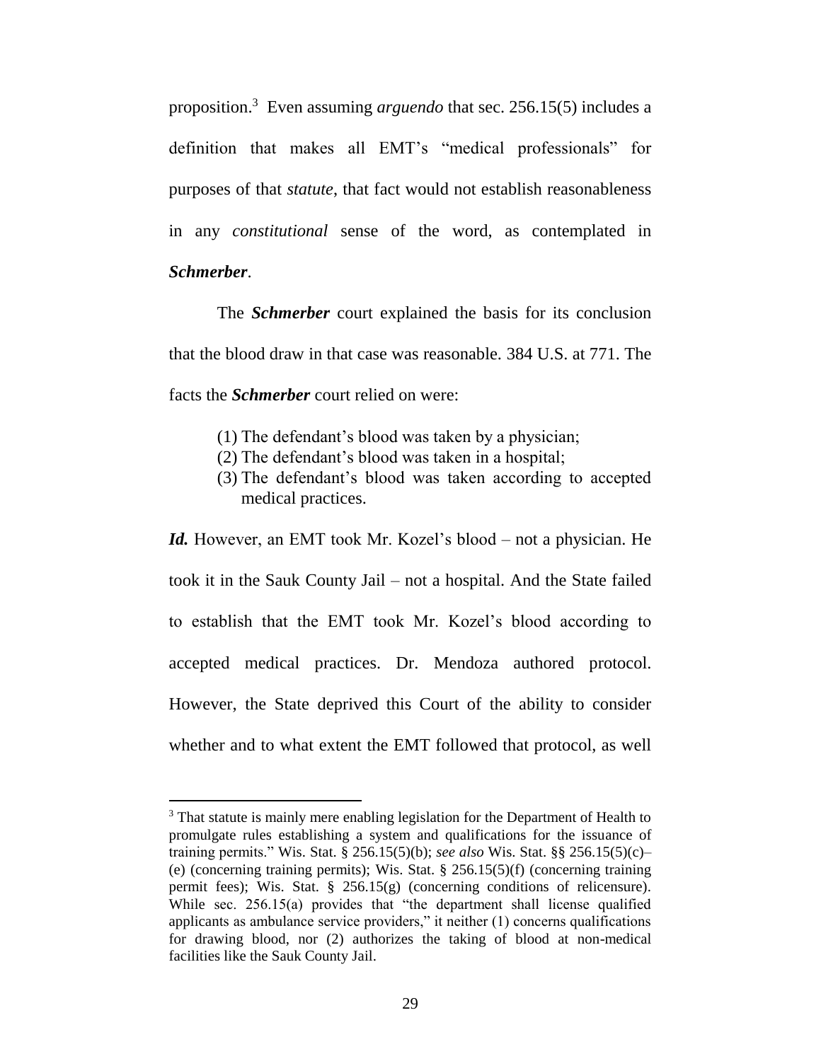proposition.[3] Even assuming *arguendo* that sec. 256.15(5) includes a definition that makes all EMT's "medical professionals" for purposes of that *statute*, that fact would not establish reasonableness in any *constitutional* sense of the word, as contemplated in ***Schmerber***.

The ***Schmerber*** court explained the basis for its conclusion that the blood draw in that case was reasonable. 384 U.S. at 771. The facts the ***Schmerber*** court relied on were:

(1) The defendant's blood was taken by a physician;
(2) The defendant's blood was taken in a hospital;
(3) The defendant's blood was taken according to accepted medical practices.

***Id.*** However, an EMT took Mr. Kozel's blood – not a physician. He took it in the Sauk County Jail – not a hospital. And the State failed to establish that the EMT took Mr. Kozel's blood according to accepted medical practices. Dr. Mendoza authored protocol. However, the State deprived this Court of the ability to consider whether and to what extent the EMT followed that protocol, as well

---

[3] That statute is mainly mere enabling legislation for the Department of Health to promulgate rules establishing a system and qualifications for the issuance of training permits." Wis. Stat. § 256.15(5)(b); *see also* Wis. Stat. §§ 256.15(5)(c)–(e) (concerning training permits); Wis. Stat. § 256.15(5)(f) (concerning training permit fees); Wis. Stat. § 256.15(g) (concerning conditions of relicensure). While sec. 256.15(a) provides that "the department shall license qualified applicants as ambulance service providers," it neither (1) concerns qualifications for drawing blood, nor (2) authorizes the taking of blood at non-medical facilities like the Sauk County Jail.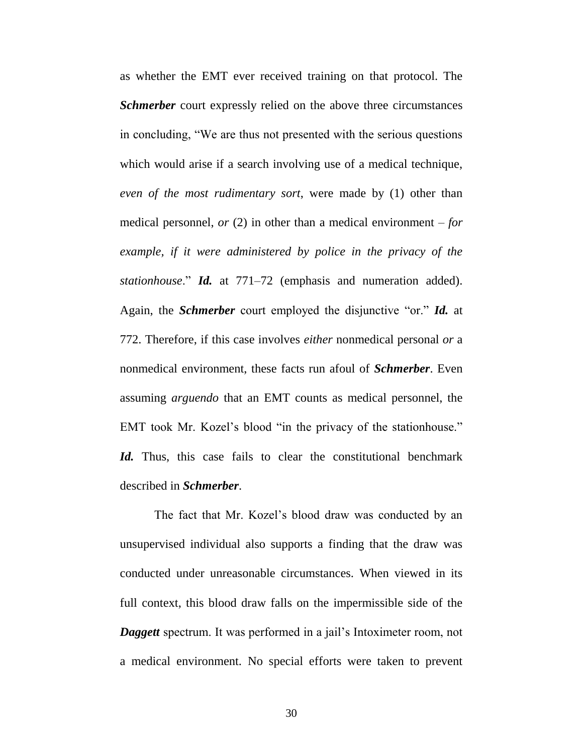as whether the EMT ever received training on that protocol. The ***Schmerber*** court expressly relied on the above three circumstances in concluding, "We are thus not presented with the serious questions which would arise if a search involving use of a medical technique, *even of the most rudimentary sort*, were made by (1) other than medical personnel, *or* (2) in other than a medical environment – *for example, if it were administered by police in the privacy of the stationhouse*." ***Id.*** at 771–72 (emphasis and numeration added). Again, the ***Schmerber*** court employed the disjunctive "or." ***Id.*** at 772. Therefore, if this case involves *either* nonmedical personal *or* a nonmedical environment, these facts run afoul of ***Schmerber***. Even assuming *arguendo* that an EMT counts as medical personnel, the EMT took Mr. Kozel's blood "in the privacy of the stationhouse." ***Id.*** Thus, this case fails to clear the constitutional benchmark described in ***Schmerber***.

The fact that Mr. Kozel's blood draw was conducted by an unsupervised individual also supports a finding that the draw was conducted under unreasonable circumstances. When viewed in its full context, this blood draw falls on the impermissible side of the ***Daggett*** spectrum. It was performed in a jail's Intoximeter room, not a medical environment. No special efforts were taken to prevent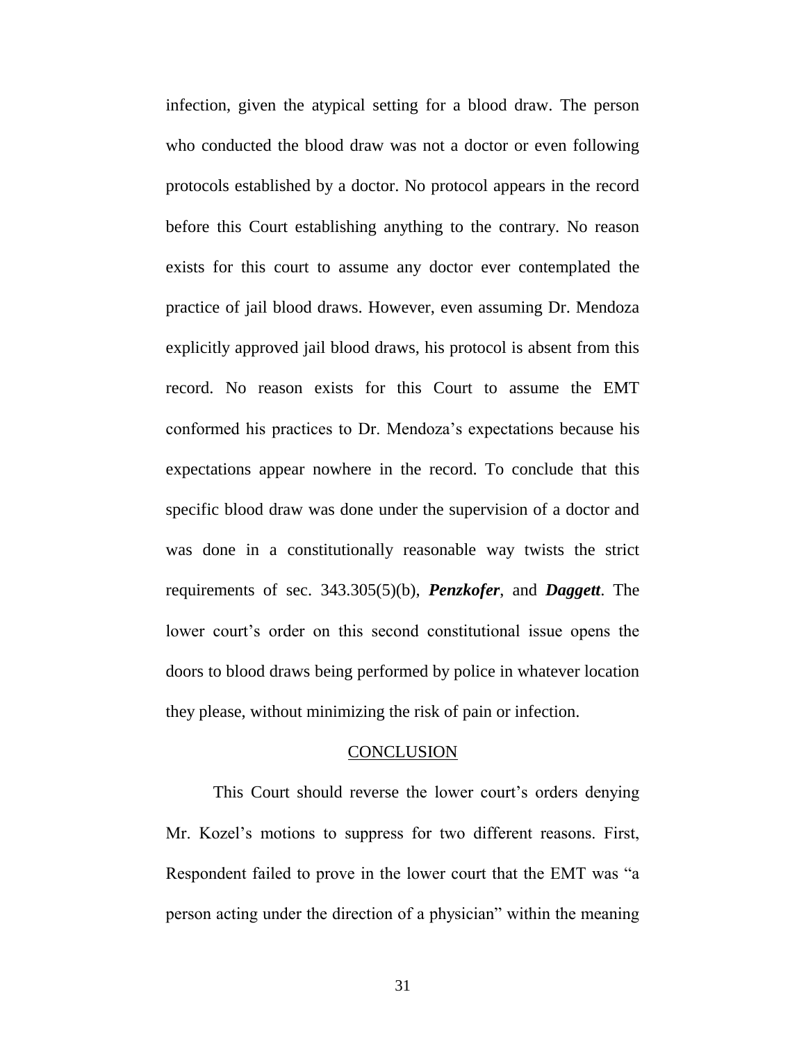infection, given the atypical setting for a blood draw. The person who conducted the blood draw was not a doctor or even following protocols established by a doctor. No protocol appears in the record before this Court establishing anything to the contrary. No reason exists for this court to assume any doctor ever contemplated the practice of jail blood draws. However, even assuming Dr. Mendoza explicitly approved jail blood draws, his protocol is absent from this record. No reason exists for this Court to assume the EMT conformed his practices to Dr. Mendoza's expectations because his expectations appear nowhere in the record. To conclude that this specific blood draw was done under the supervision of a doctor and was done in a constitutionally reasonable way twists the strict requirements of sec. 343.305(5)(b), ***Penzkofer***, and ***Daggett***. The lower court's order on this second constitutional issue opens the doors to blood draws being performed by police in whatever location they please, without minimizing the risk of pain or infection.

## CONCLUSION

This Court should reverse the lower court's orders denying Mr. Kozel's motions to suppress for two different reasons. First, Respondent failed to prove in the lower court that the EMT was "a person acting under the direction of a physician" within the meaning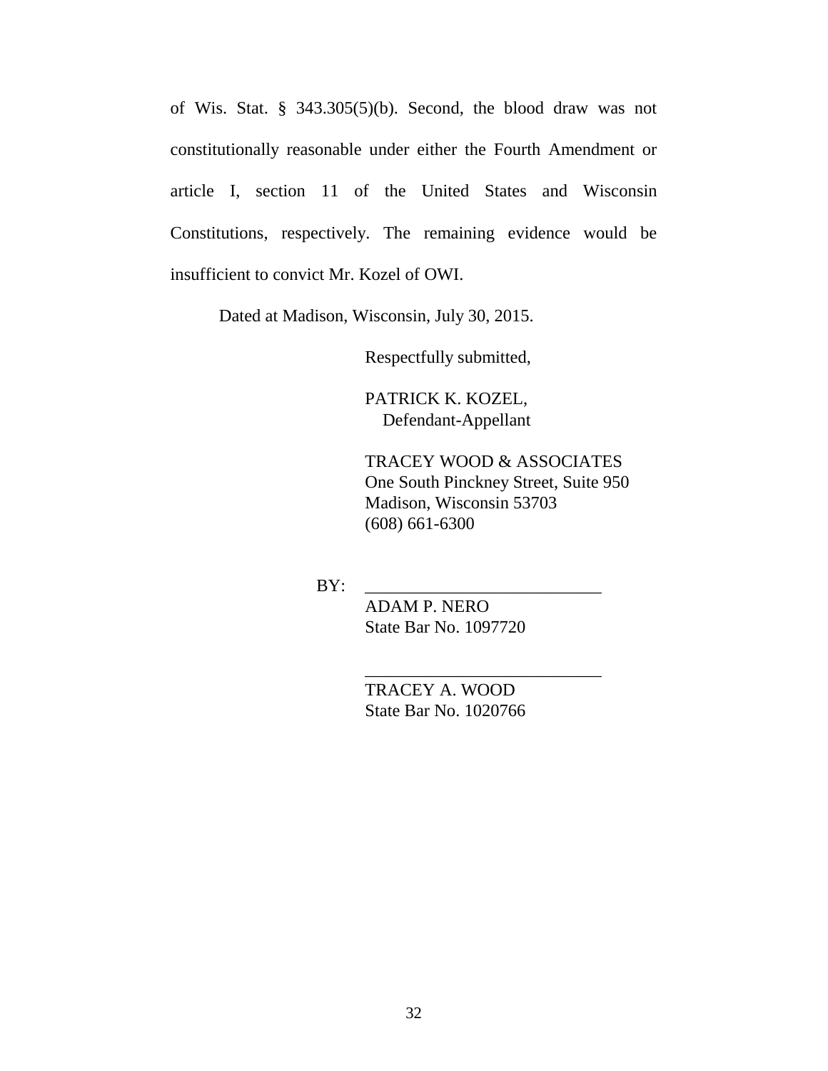of Wis. Stat. § 343.305(5)(b). Second, the blood draw was not constitutionally reasonable under either the Fourth Amendment or article I, section 11 of the United States and Wisconsin Constitutions, respectively. The remaining evidence would be insufficient to convict Mr. Kozel of OWI.

Dated at Madison, Wisconsin, July 30, 2015.

Respectfully submitted,

PATRICK K. KOZEL,
Defendant-Appellant

TRACEY WOOD & ASSOCIATES
One South Pinckney Street, Suite 950
Madison, Wisconsin 53703
(608) 661-6300

BY: ____________________________
ADAM P. NERO
State Bar No. 1097720

____________________________
TRACEY A. WOOD
State Bar No. 1020766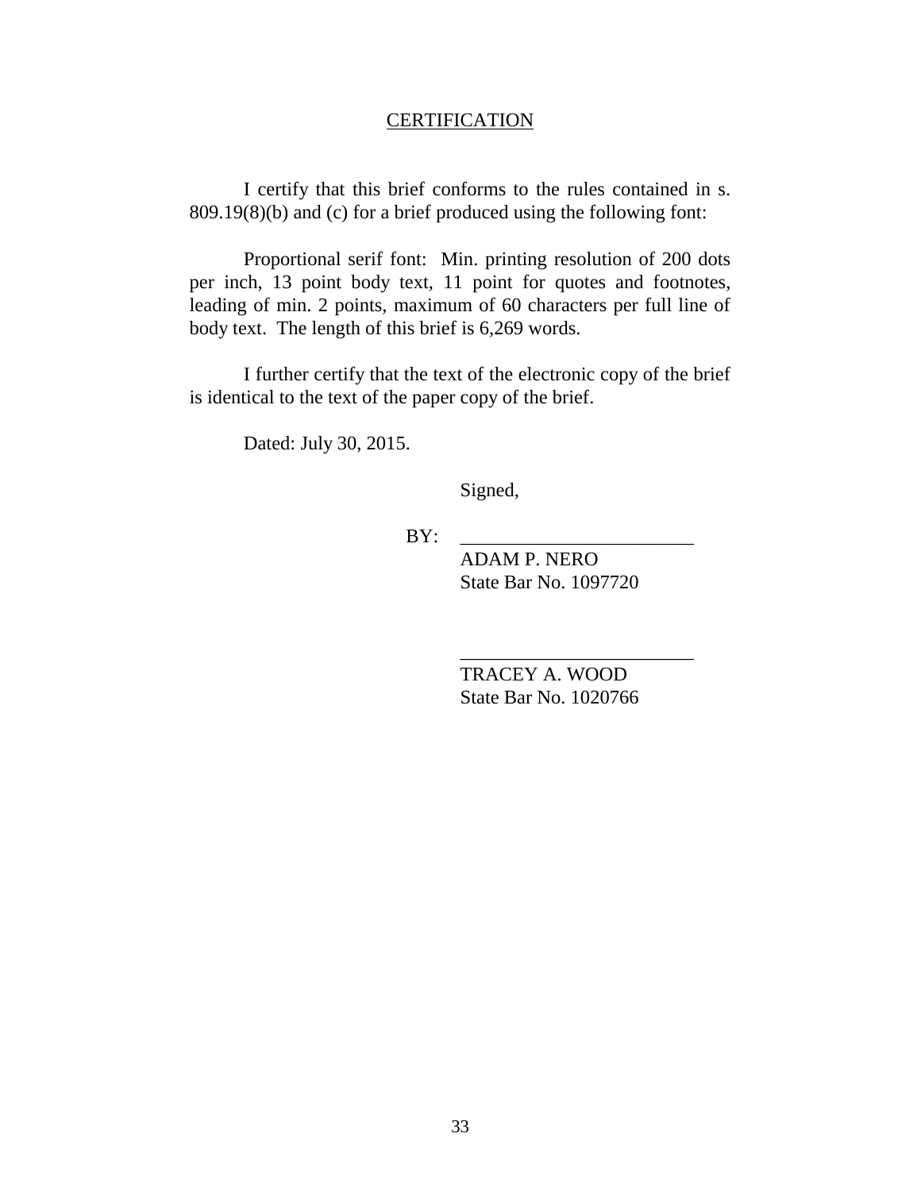## CERTIFICATION

I certify that this brief conforms to the rules contained in s. 809.19(8)(b) and (c) for a brief produced using the following font:

Proportional serif font: Min. printing resolution of 200 dots per inch, 13 point body text, 11 point for quotes and footnotes, leading of min. 2 points, maximum of 60 characters per full line of body text. The length of this brief is 6,269 words.

I further certify that the text of the electronic copy of the brief is identical to the text of the paper copy of the brief.

Dated: July 30, 2015.

Signed,

BY: ________________________
ADAM P. NERO
State Bar No. 1097720

________________________
TRACEY A. WOOD
State Bar No. 1020766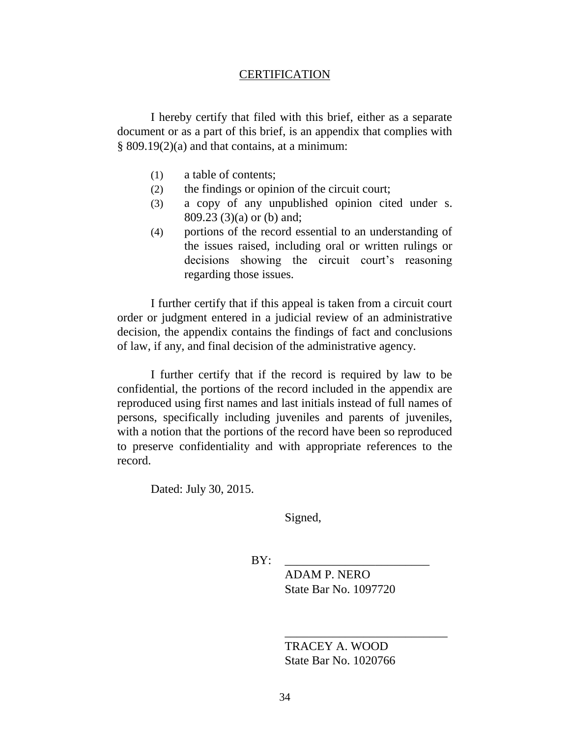## CERTIFICATION

I hereby certify that filed with this brief, either as a separate document or as a part of this brief, is an appendix that complies with § 809.19(2)(a) and that contains, at a minimum:

(1) a table of contents;
(2) the findings or opinion of the circuit court;
(3) a copy of any unpublished opinion cited under s. 809.23 (3)(a) or (b) and;
(4) portions of the record essential to an understanding of the issues raised, including oral or written rulings or decisions showing the circuit court's reasoning regarding those issues.

I further certify that if this appeal is taken from a circuit court order or judgment entered in a judicial review of an administrative decision, the appendix contains the findings of fact and conclusions of law, if any, and final decision of the administrative agency.

I further certify that if the record is required by law to be confidential, the portions of the record included in the appendix are reproduced using first names and last initials instead of full names of persons, specifically including juveniles and parents of juveniles, with a notion that the portions of the record have been so reproduced to preserve confidentiality and with appropriate references to the record.

Dated: July 30, 2015.

Signed,

BY: ________________________
ADAM P. NERO
State Bar No. 1097720

___________________________
TRACEY A. WOOD
State Bar No. 1020766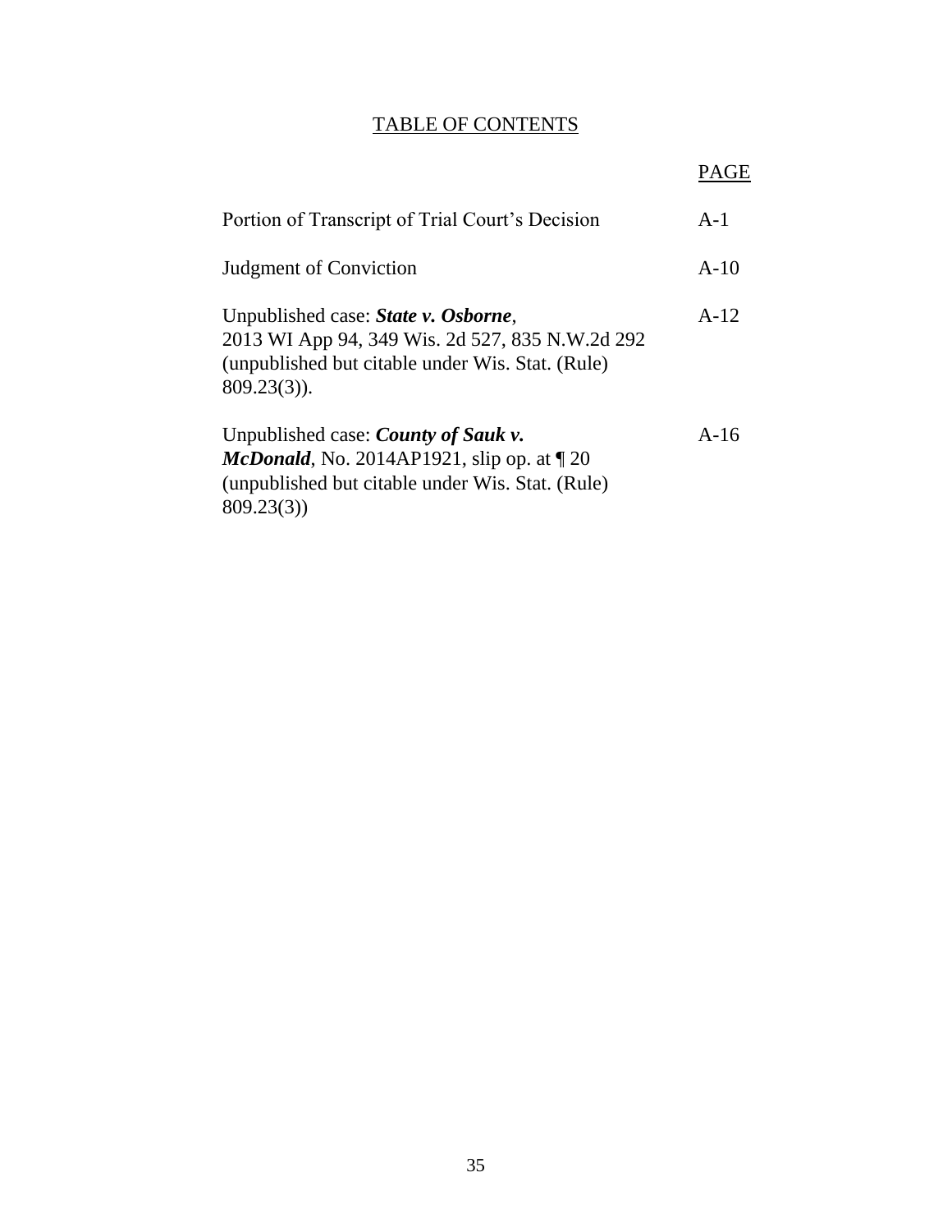# TABLE OF CONTENTS

| | PAGE |
| --- | --- |
| Portion of Transcript of Trial Court's Decision | A-1 |
| Judgment of Conviction | A-10 |
| Unpublished case: ***State v. Osborne***, 2013 WI App 94, 349 Wis. 2d 527, 835 N.W.2d 292 (unpublished but citable under Wis. Stat. (Rule) 809.23(3)). | A-12 |
| Unpublished case: ***County of Sauk v. McDonald***, No. 2014AP1921, slip op. at ¶ 20 (unpublished but citable under Wis. Stat. (Rule) 809.23(3)) | A-16 |